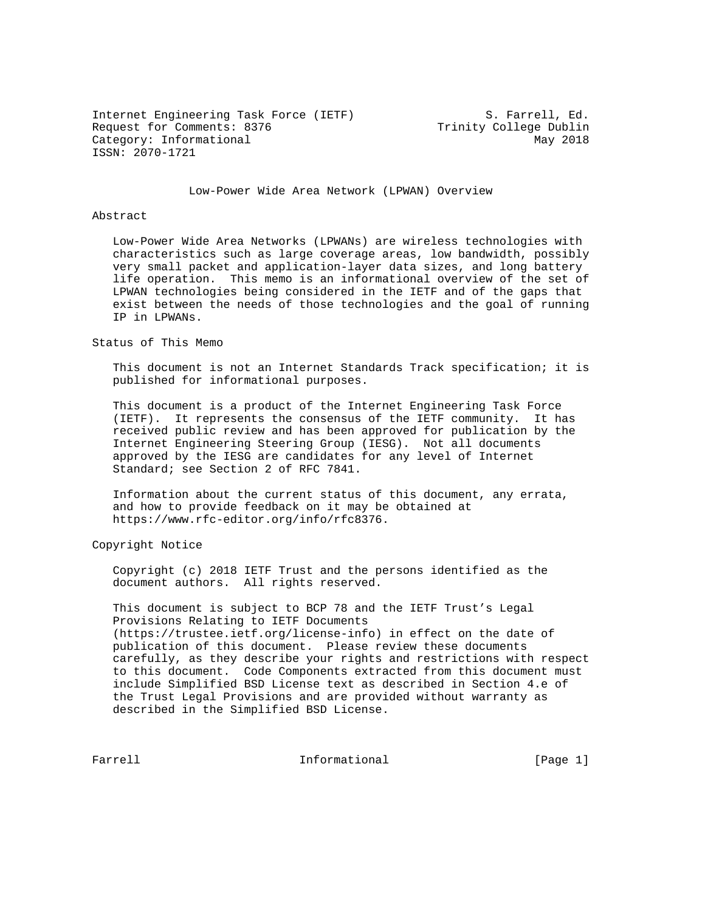Internet Engineering Task Force (IETF) S. Farrell, Ed.
Request for Comments: 8376 Trinity College Dublin
Category: Informational May 2018
ISSN: 2070-1721

# Low-Power Wide Area Network (LPWAN) Overview

## Abstract

Low-Power Wide Area Networks (LPWANs) are wireless technologies with characteristics such as large coverage areas, low bandwidth, possibly very small packet and application-layer data sizes, and long battery life operation. This memo is an informational overview of the set of LPWAN technologies being considered in the IETF and of the gaps that exist between the needs of those technologies and the goal of running IP in LPWANs.

## Status of This Memo

This document is not an Internet Standards Track specification; it is published for informational purposes.

This document is a product of the Internet Engineering Task Force (IETF). It represents the consensus of the IETF community. It has received public review and has been approved for publication by the Internet Engineering Steering Group (IESG). Not all documents approved by the IESG are candidates for any level of Internet Standard; see Section 2 of RFC 7841.

Information about the current status of this document, any errata, and how to provide feedback on it may be obtained at https://www.rfc-editor.org/info/rfc8376.

## Copyright Notice

Copyright (c) 2018 IETF Trust and the persons identified as the document authors. All rights reserved.

This document is subject to BCP 78 and the IETF Trust's Legal Provisions Relating to IETF Documents (https://trustee.ietf.org/license-info) in effect on the date of publication of this document. Please review these documents carefully, as they describe your rights and restrictions with respect to this document. Code Components extracted from this document must include Simplified BSD License text as described in Section 4.e of the Trust Legal Provisions and are provided without warranty as described in the Simplified BSD License.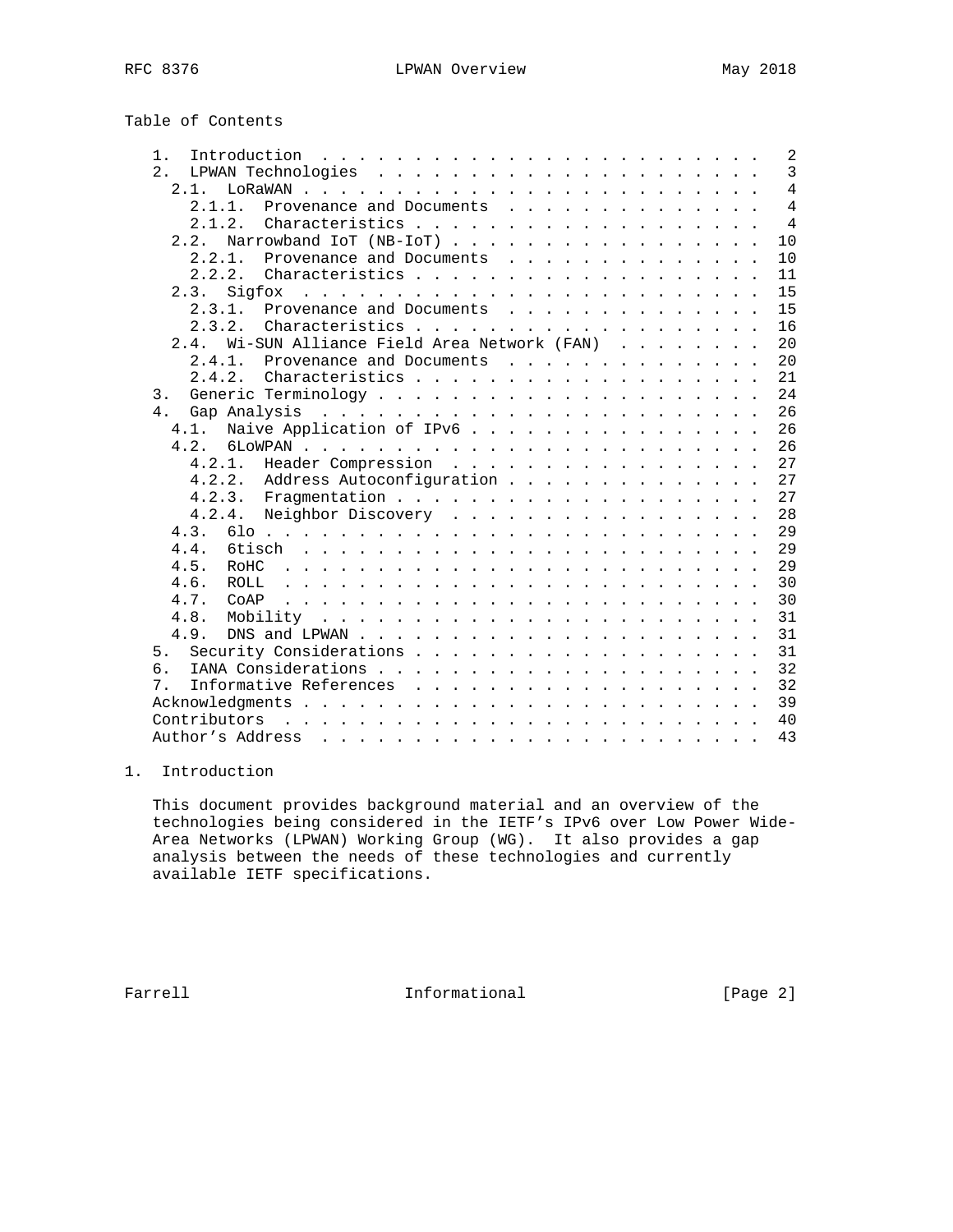Table of Contents

```
   1.  Introduction  . . . . . . . . . . . . . . . . . . . . . . . .   2
   2.  LPWAN Technologies  . . . . . . . . . . . . . . . . . . . . .   3
     2.1.  LoRaWAN . . . . . . . . . . . . . . . . . . . . . . . . .   4
       2.1.1.  Provenance and Documents  . . . . . . . . . . . . . .   4
       2.1.2.  Characteristics . . . . . . . . . . . . . . . . . . .   4
     2.2.  Narrowband IoT (NB-IoT) . . . . . . . . . . . . . . . . .  10
       2.2.1.  Provenance and Documents  . . . . . . . . . . . . . .  10
       2.2.2.  Characteristics . . . . . . . . . . . . . . . . . . .  11
     2.3.  Sigfox  . . . . . . . . . . . . . . . . . . . . . . . . .  15
       2.3.1.  Provenance and Documents  . . . . . . . . . . . . . .  15
       2.3.2.  Characteristics . . . . . . . . . . . . . . . . . . .  16
     2.4.  Wi-SUN Alliance Field Area Network (FAN)  . . . . . . . .  20
       2.4.1.  Provenance and Documents  . . . . . . . . . . . . . .  20
       2.4.2.  Characteristics . . . . . . . . . . . . . . . . . . .  21
   3.  Generic Terminology . . . . . . . . . . . . . . . . . . . . .  24
   4.  Gap Analysis  . . . . . . . . . . . . . . . . . . . . . . . .  26
     4.1.  Naive Application of IPv6 . . . . . . . . . . . . . . . .  26
     4.2.  6LoWPAN . . . . . . . . . . . . . . . . . . . . . . . . .  26
       4.2.1.  Header Compression  . . . . . . . . . . . . . . . . .  27
       4.2.2.  Address Autoconfiguration . . . . . . . . . . . . . .  27
       4.2.3.  Fragmentation . . . . . . . . . . . . . . . . . . . .  27
       4.2.4.  Neighbor Discovery  . . . . . . . . . . . . . . . . .  28
     4.3.  6lo . . . . . . . . . . . . . . . . . . . . . . . . . . .  29
     4.4.  6tisch  . . . . . . . . . . . . . . . . . . . . . . . . .  29
     4.5.  RoHC  . . . . . . . . . . . . . . . . . . . . . . . . . .  29
     4.6.  ROLL  . . . . . . . . . . . . . . . . . . . . . . . . . .  30
     4.7.  CoAP  . . . . . . . . . . . . . . . . . . . . . . . . . .  30
     4.8.  Mobility  . . . . . . . . . . . . . . . . . . . . . . . .  31
     4.9.  DNS and LPWAN . . . . . . . . . . . . . . . . . . . . . .  31
   5.  Security Considerations . . . . . . . . . . . . . . . . . . .  31
   6.  IANA Considerations . . . . . . . . . . . . . . . . . . . . .  32
   7.  Informative References  . . . . . . . . . . . . . . . . . . .  32
   Acknowledgments . . . . . . . . . . . . . . . . . . . . . . . . .  39
   Contributors  . . . . . . . . . . . . . . . . . . . . . . . . . .  40
   Author's Address  . . . . . . . . . . . . . . . . . . . . . . . .  43
```

## 1. Introduction

This document provides background material and an overview of the technologies being considered in the IETF's IPv6 over Low Power Wide-Area Networks (LPWAN) Working Group (WG). It also provides a gap analysis between the needs of these technologies and currently available IETF specifications.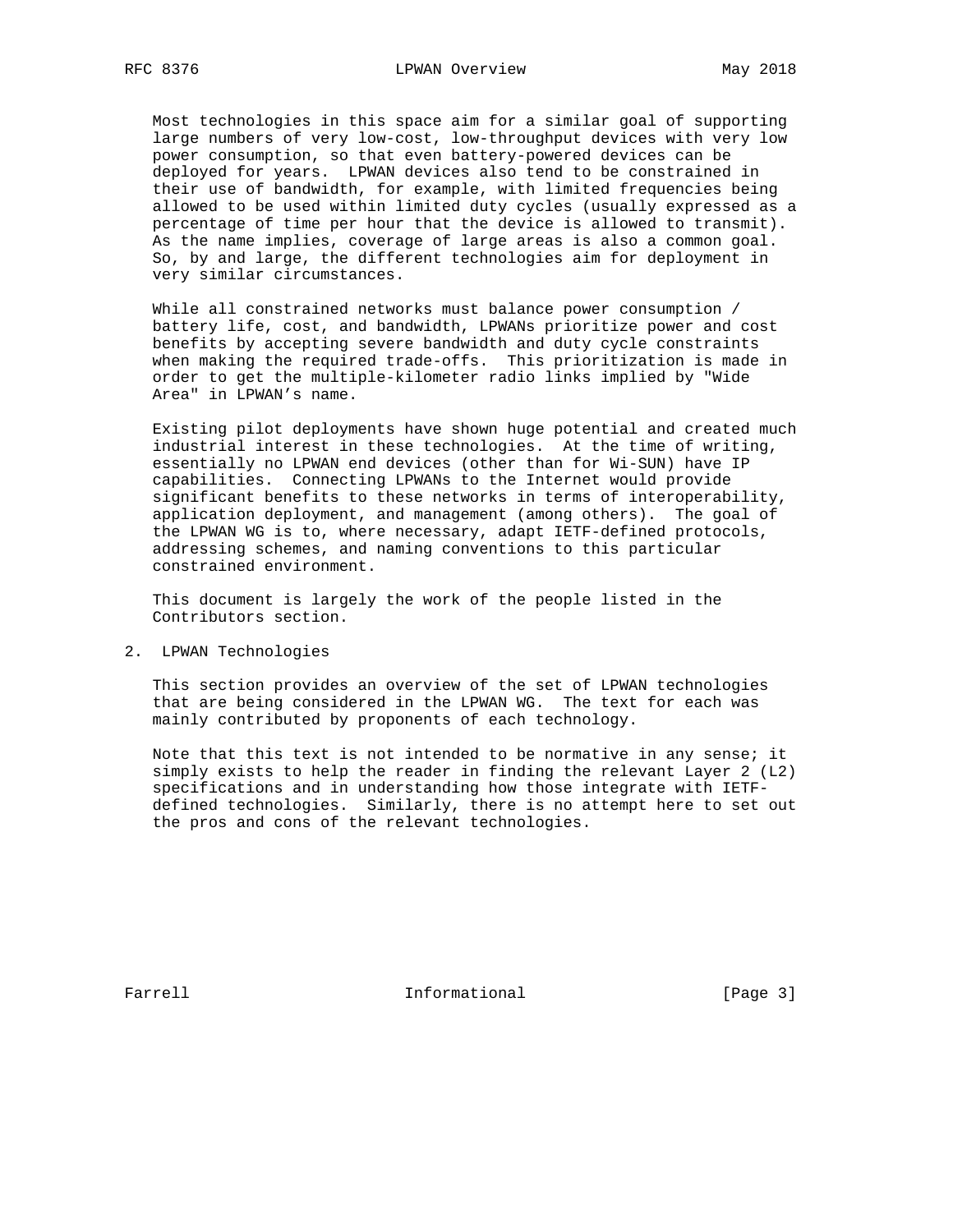Most technologies in this space aim for a similar goal of supporting large numbers of very low-cost, low-throughput devices with very low power consumption, so that even battery-powered devices can be deployed for years. LPWAN devices also tend to be constrained in their use of bandwidth, for example, with limited frequencies being allowed to be used within limited duty cycles (usually expressed as a percentage of time per hour that the device is allowed to transmit). As the name implies, coverage of large areas is also a common goal. So, by and large, the different technologies aim for deployment in very similar circumstances.

While all constrained networks must balance power consumption / battery life, cost, and bandwidth, LPWANs prioritize power and cost benefits by accepting severe bandwidth and duty cycle constraints when making the required trade-offs. This prioritization is made in order to get the multiple-kilometer radio links implied by "Wide Area" in LPWAN's name.

Existing pilot deployments have shown huge potential and created much industrial interest in these technologies. At the time of writing, essentially no LPWAN end devices (other than for Wi-SUN) have IP capabilities. Connecting LPWANs to the Internet would provide significant benefits to these networks in terms of interoperability, application deployment, and management (among others). The goal of the LPWAN WG is to, where necessary, adapt IETF-defined protocols, addressing schemes, and naming conventions to this particular constrained environment.

This document is largely the work of the people listed in the Contributors section.

## 2. LPWAN Technologies

This section provides an overview of the set of LPWAN technologies that are being considered in the LPWAN WG. The text for each was mainly contributed by proponents of each technology.

Note that this text is not intended to be normative in any sense; it simply exists to help the reader in finding the relevant Layer 2 (L2) specifications and in understanding how those integrate with IETF-defined technologies. Similarly, there is no attempt here to set out the pros and cons of the relevant technologies.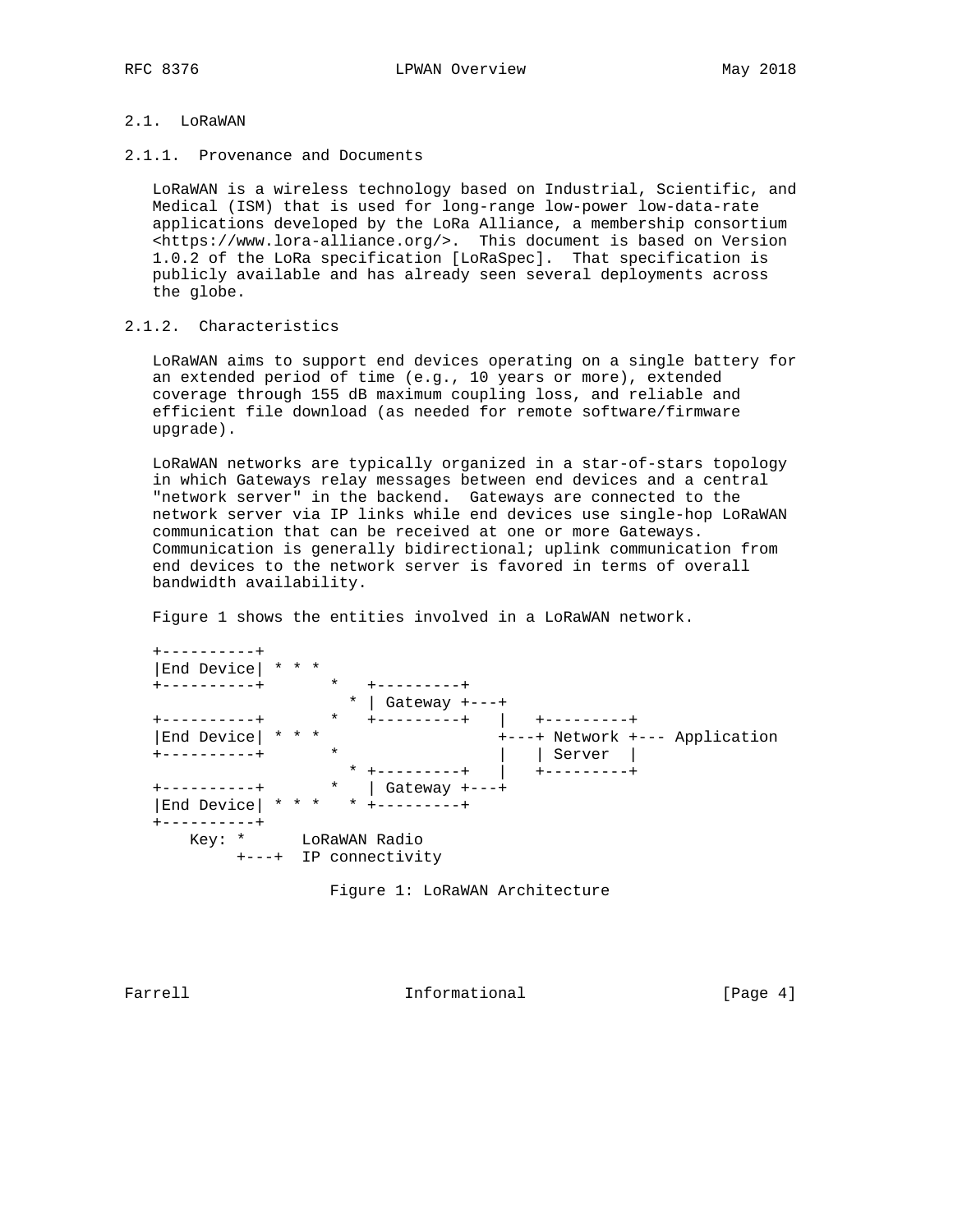### 2.1. LoRaWAN

#### 2.1.1. Provenance and Documents

LoRaWAN is a wireless technology based on Industrial, Scientific, and Medical (ISM) that is used for long-range low-power low-data-rate applications developed by the LoRa Alliance, a membership consortium <https://www.lora-alliance.org/>. This document is based on Version 1.0.2 of the LoRa specification [LoRaSpec]. That specification is publicly available and has already seen several deployments across the globe.

#### 2.1.2. Characteristics

LoRaWAN aims to support end devices operating on a single battery for an extended period of time (e.g., 10 years or more), extended coverage through 155 dB maximum coupling loss, and reliable and efficient file download (as needed for remote software/firmware upgrade).

LoRaWAN networks are typically organized in a star-of-stars topology in which Gateways relay messages between end devices and a central "network server" in the backend. Gateways are connected to the network server via IP links while end devices use single-hop LoRaWAN communication that can be received at one or more Gateways. Communication is generally bidirectional; uplink communication from end devices to the network server is favored in terms of overall bandwidth availability.

Figure 1 shows the entities involved in a LoRaWAN network.

```
+----------+
|End Device| * * *
+----------+       *   +---------+
                     * | Gateway +---+
+----------+       *   +---------+   |   +---------+
|End Device| * * *                   +---+ Network +--- Application
+----------+       *                 |   | Server  |
                     * +---------+   |   +---------+
+----------+       *   | Gateway +---+
|End Device| * * *   * +---------+
+----------+
    Key: *      LoRaWAN Radio
         +---+  IP connectivity
```

Figure 1: LoRaWAN Architecture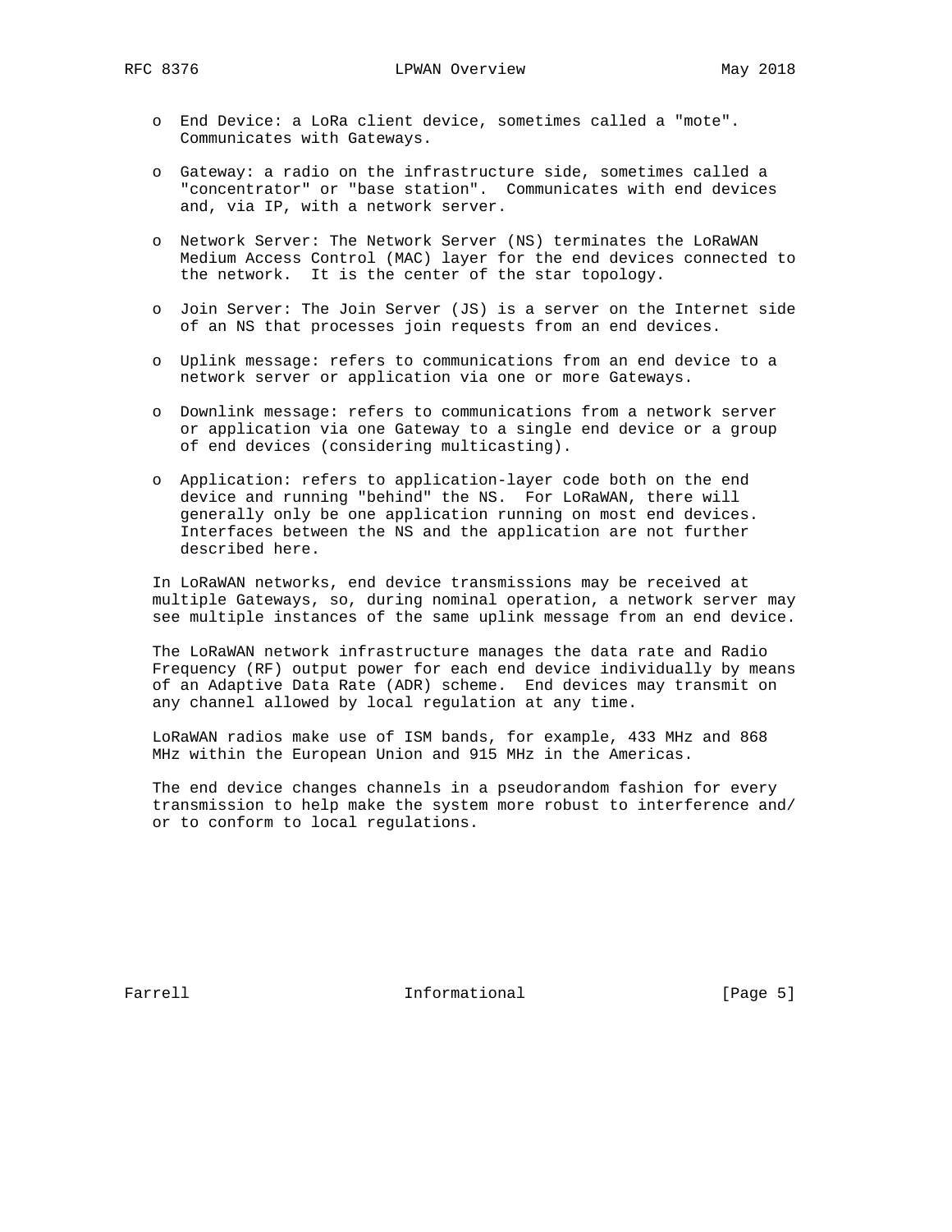- End Device: a LoRa client device, sometimes called a "mote". Communicates with Gateways.
- Gateway: a radio on the infrastructure side, sometimes called a "concentrator" or "base station". Communicates with end devices and, via IP, with a network server.
- Network Server: The Network Server (NS) terminates the LoRaWAN Medium Access Control (MAC) layer for the end devices connected to the network. It is the center of the star topology.
- Join Server: The Join Server (JS) is a server on the Internet side of an NS that processes join requests from an end devices.
- Uplink message: refers to communications from an end device to a network server or application via one or more Gateways.
- Downlink message: refers to communications from a network server or application via one Gateway to a single end device or a group of end devices (considering multicasting).
- Application: refers to application-layer code both on the end device and running "behind" the NS. For LoRaWAN, there will generally only be one application running on most end devices. Interfaces between the NS and the application are not further described here.

In LoRaWAN networks, end device transmissions may be received at multiple Gateways, so, during nominal operation, a network server may see multiple instances of the same uplink message from an end device.

The LoRaWAN network infrastructure manages the data rate and Radio Frequency (RF) output power for each end device individually by means of an Adaptive Data Rate (ADR) scheme. End devices may transmit on any channel allowed by local regulation at any time.

LoRaWAN radios make use of ISM bands, for example, 433 MHz and 868 MHz within the European Union and 915 MHz in the Americas.

The end device changes channels in a pseudorandom fashion for every transmission to help make the system more robust to interference and/or to conform to local regulations.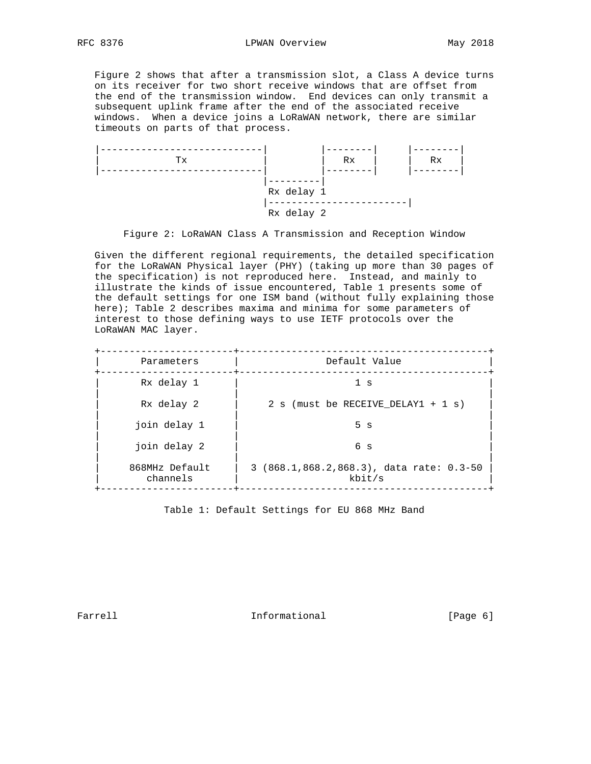Figure 2 shows that after a transmission slot, a Class A device turns on its receiver for two short receive windows that are offset from the end of the transmission window. End devices can only transmit a subsequent uplink frame after the end of the associated receive windows. When a device joins a LoRaWAN network, there are similar timeouts on parts of that process.

```
|----------------------------|         |--------|     |--------|
|             Tx             |         |   Rx   |     |   Rx   |
|----------------------------|         |--------|     |--------|
                             |---------|
                              Rx delay 1
                             |------------------------|
                              Rx delay 2
```

Figure 2: LoRaWAN Class A Transmission and Reception Window

Given the different regional requirements, the detailed specification for the LoRaWAN Physical layer (PHY) (taking up more than 30 pages of the specification) is not reproduced here. Instead, and mainly to illustrate the kinds of issue encountered, Table 1 presents some of the default settings for one ISM band (without fully explaining those here); Table 2 describes maxima and minima for some parameters of interest to those defining ways to use IETF protocols over the LoRaWAN MAC layer.

| Parameters | Default Value |
|---|---|
| Rx delay 1 | 1 s |
| Rx delay 2 | 2 s (must be RECEIVE_DELAY1 + 1 s) |
| join delay 1 | 5 s |
| join delay 2 | 6 s |
| 868MHz Default channels | 3 (868.1,868.2,868.3), data rate: 0.3-50 kbit/s |

Table 1: Default Settings for EU 868 MHz Band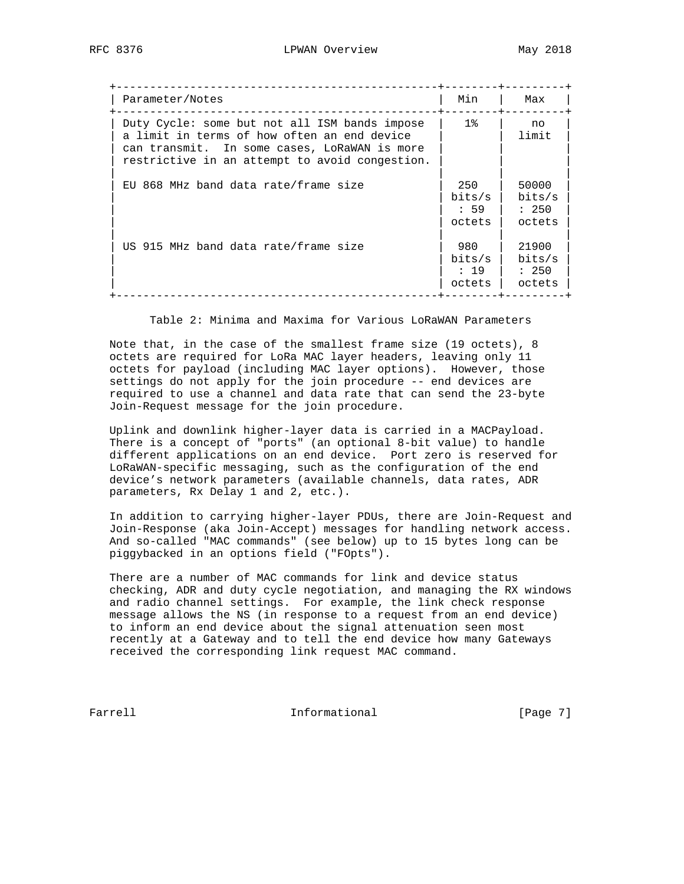| Parameter/Notes | Min | Max |
|---|---|---|
| Duty Cycle: some but not all ISM bands impose a limit in terms of how often an end device can transmit. In some cases, LoRaWAN is more restrictive in an attempt to avoid congestion. | 1% | no limit |
| EU 868 MHz band data rate/frame size | 250 bits/s : 59 octets | 50000 bits/s : 250 octets |
| US 915 MHz band data rate/frame size | 980 bits/s : 19 octets | 21900 bits/s : 250 octets |

Table 2: Minima and Maxima for Various LoRaWAN Parameters

Note that, in the case of the smallest frame size (19 octets), 8 octets are required for LoRa MAC layer headers, leaving only 11 octets for payload (including MAC layer options). However, those settings do not apply for the join procedure -- end devices are required to use a channel and data rate that can send the 23-byte Join-Request message for the join procedure.

Uplink and downlink higher-layer data is carried in a MACPayload. There is a concept of "ports" (an optional 8-bit value) to handle different applications on an end device. Port zero is reserved for LoRaWAN-specific messaging, such as the configuration of the end device's network parameters (available channels, data rates, ADR parameters, Rx Delay 1 and 2, etc.).

In addition to carrying higher-layer PDUs, there are Join-Request and Join-Response (aka Join-Accept) messages for handling network access. And so-called "MAC commands" (see below) up to 15 bytes long can be piggybacked in an options field ("FOpts").

There are a number of MAC commands for link and device status checking, ADR and duty cycle negotiation, and managing the RX windows and radio channel settings. For example, the link check response message allows the NS (in response to a request from an end device) to inform an end device about the signal attenuation seen most recently at a Gateway and to tell the end device how many Gateways received the corresponding link request MAC command.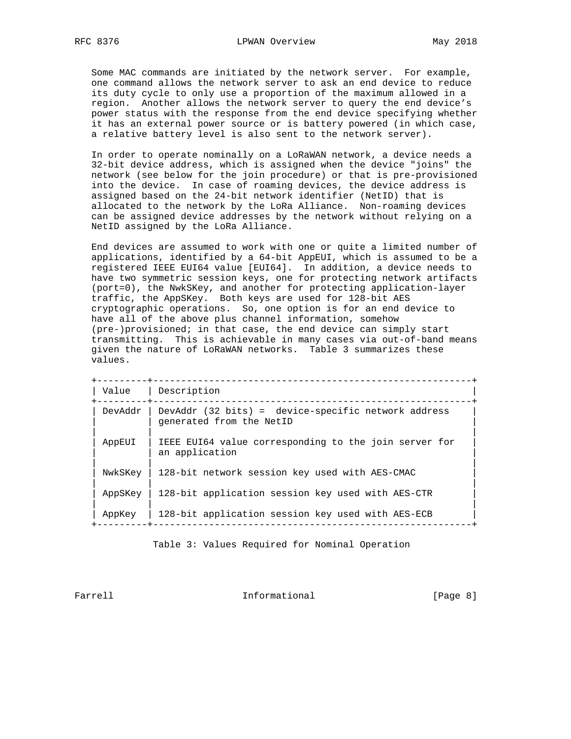Some MAC commands are initiated by the network server. For example, one command allows the network server to ask an end device to reduce its duty cycle to only use a proportion of the maximum allowed in a region. Another allows the network server to query the end device's power status with the response from the end device specifying whether it has an external power source or is battery powered (in which case, a relative battery level is also sent to the network server).

In order to operate nominally on a LoRaWAN network, a device needs a 32-bit device address, which is assigned when the device "joins" the network (see below for the join procedure) or that is pre-provisioned into the device. In case of roaming devices, the device address is assigned based on the 24-bit network identifier (NetID) that is allocated to the network by the LoRa Alliance. Non-roaming devices can be assigned device addresses by the network without relying on a NetID assigned by the LoRa Alliance.

End devices are assumed to work with one or quite a limited number of applications, identified by a 64-bit AppEUI, which is assumed to be a registered IEEE EUI64 value [EUI64]. In addition, a device needs to have two symmetric session keys, one for protecting network artifacts (port=0), the NwkSKey, and another for protecting application-layer traffic, the AppSKey. Both keys are used for 128-bit AES cryptographic operations. So, one option is for an end device to have all of the above plus channel information, somehow (pre-)provisioned; in that case, the end device can simply start transmitting. This is achievable in many cases via out-of-band means given the nature of LoRaWAN networks. Table 3 summarizes these values.

| Value | Description |
|---|---|
| DevAddr | DevAddr (32 bits) = device-specific network address generated from the NetID |
| AppEUI | IEEE EUI64 value corresponding to the join server for an application |
| NwkSKey | 128-bit network session key used with AES-CMAC |
| AppSKey | 128-bit application session key used with AES-CTR |
| AppKey | 128-bit application session key used with AES-ECB |

Table 3: Values Required for Nominal Operation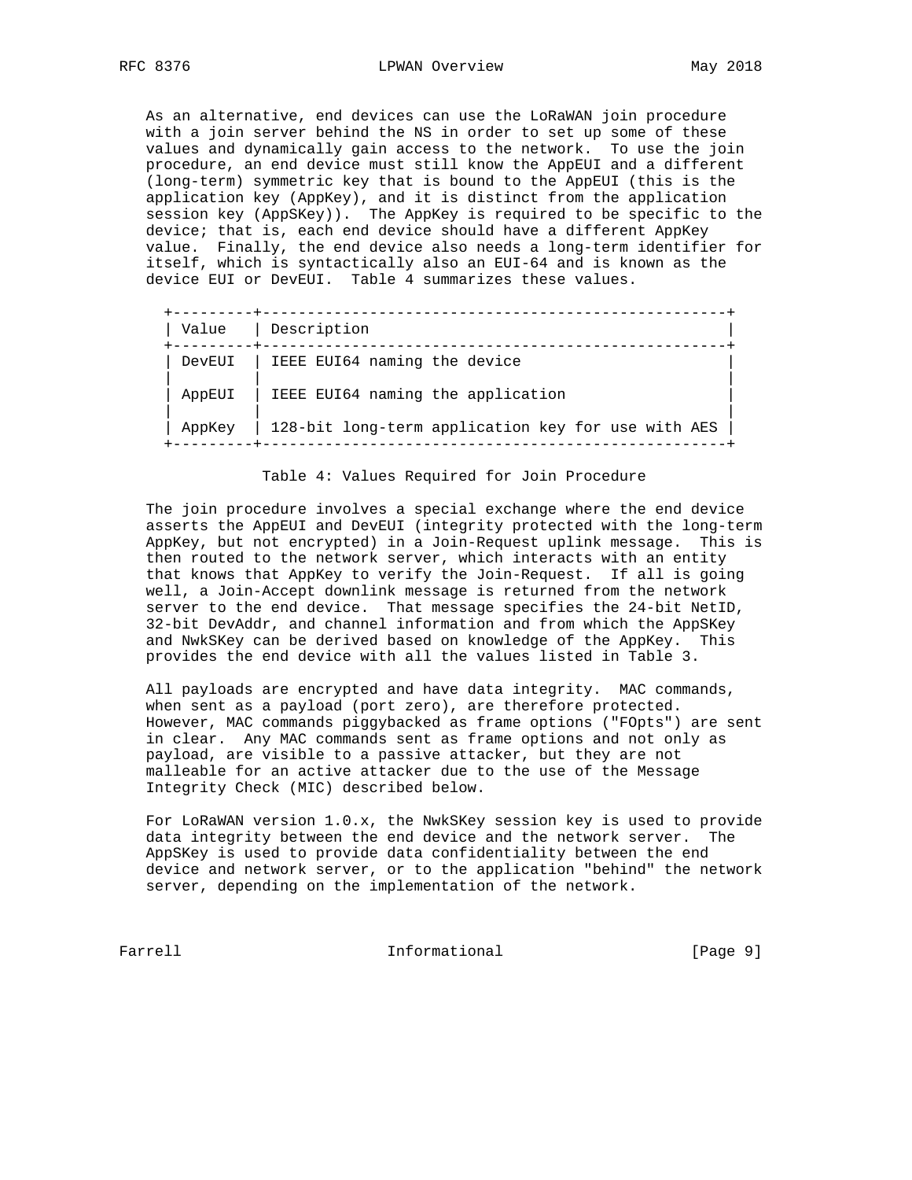As an alternative, end devices can use the LoRaWAN join procedure with a join server behind the NS in order to set up some of these values and dynamically gain access to the network. To use the join procedure, an end device must still know the AppEUI and a different (long-term) symmetric key that is bound to the AppEUI (this is the application key (AppKey), and it is distinct from the application session key (AppSKey)). The AppKey is required to be specific to the device; that is, each end device should have a different AppKey value. Finally, the end device also needs a long-term identifier for itself, which is syntactically also an EUI-64 and is known as the device EUI or DevEUI. Table 4 summarizes these values.

| Value | Description |
| --- | --- |
| DevEUI | IEEE EUI64 naming the device |
| AppEUI | IEEE EUI64 naming the application |
| AppKey | 128-bit long-term application key for use with AES |

Table 4: Values Required for Join Procedure

The join procedure involves a special exchange where the end device asserts the AppEUI and DevEUI (integrity protected with the long-term AppKey, but not encrypted) in a Join-Request uplink message. This is then routed to the network server, which interacts with an entity that knows that AppKey to verify the Join-Request. If all is going well, a Join-Accept downlink message is returned from the network server to the end device. That message specifies the 24-bit NetID, 32-bit DevAddr, and channel information and from which the AppSKey and NwkSKey can be derived based on knowledge of the AppKey. This provides the end device with all the values listed in Table 3.

All payloads are encrypted and have data integrity. MAC commands, when sent as a payload (port zero), are therefore protected. However, MAC commands piggybacked as frame options ("FOpts") are sent in clear. Any MAC commands sent as frame options and not only as payload, are visible to a passive attacker, but they are not malleable for an active attacker due to the use of the Message Integrity Check (MIC) described below.

For LoRaWAN version 1.0.x, the NwkSKey session key is used to provide data integrity between the end device and the network server. The AppSKey is used to provide data confidentiality between the end device and network server, or to the application "behind" the network server, depending on the implementation of the network.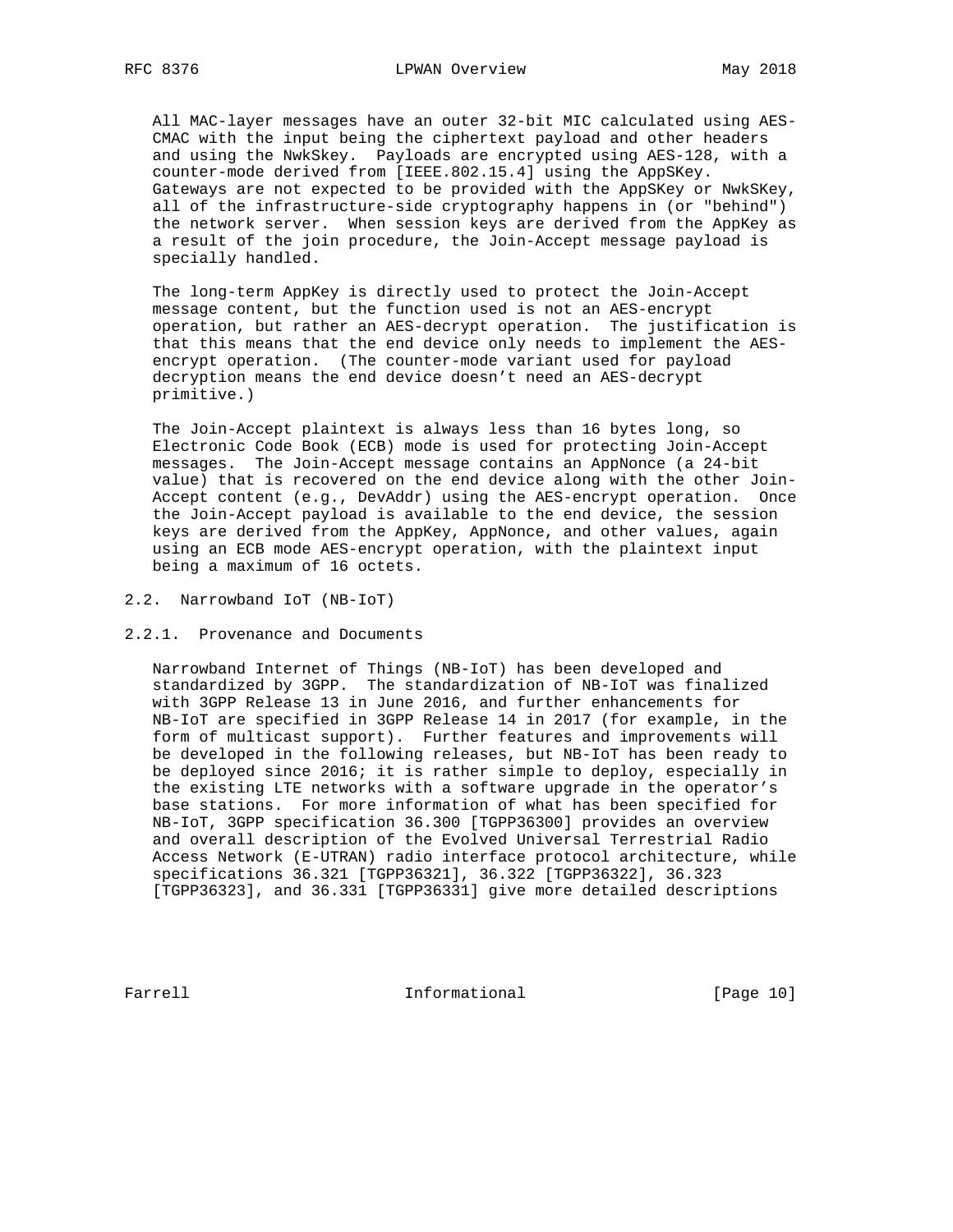All MAC-layer messages have an outer 32-bit MIC calculated using AES-CMAC with the input being the ciphertext payload and other headers and using the NwkSkey. Payloads are encrypted using AES-128, with a counter-mode derived from [IEEE.802.15.4] using the AppSKey. Gateways are not expected to be provided with the AppSKey or NwkSKey, all of the infrastructure-side cryptography happens in (or "behind") the network server. When session keys are derived from the AppKey as a result of the join procedure, the Join-Accept message payload is specially handled.

The long-term AppKey is directly used to protect the Join-Accept message content, but the function used is not an AES-encrypt operation, but rather an AES-decrypt operation. The justification is that this means that the end device only needs to implement the AES-encrypt operation. (The counter-mode variant used for payload decryption means the end device doesn't need an AES-decrypt primitive.)

The Join-Accept plaintext is always less than 16 bytes long, so Electronic Code Book (ECB) mode is used for protecting Join-Accept messages. The Join-Accept message contains an AppNonce (a 24-bit value) that is recovered on the end device along with the other Join-Accept content (e.g., DevAddr) using the AES-encrypt operation. Once the Join-Accept payload is available to the end device, the session keys are derived from the AppKey, AppNonce, and other values, again using an ECB mode AES-encrypt operation, with the plaintext input being a maximum of 16 octets.

## 2.2. Narrowband IoT (NB-IoT)

### 2.2.1. Provenance and Documents

Narrowband Internet of Things (NB-IoT) has been developed and standardized by 3GPP. The standardization of NB-IoT was finalized with 3GPP Release 13 in June 2016, and further enhancements for NB-IoT are specified in 3GPP Release 14 in 2017 (for example, in the form of multicast support). Further features and improvements will be developed in the following releases, but NB-IoT has been ready to be deployed since 2016; it is rather simple to deploy, especially in the existing LTE networks with a software upgrade in the operator's base stations. For more information of what has been specified for NB-IoT, 3GPP specification 36.300 [TGPP36300] provides an overview and overall description of the Evolved Universal Terrestrial Radio Access Network (E-UTRAN) radio interface protocol architecture, while specifications 36.321 [TGPP36321], 36.322 [TGPP36322], 36.323 [TGPP36323], and 36.331 [TGPP36331] give more detailed descriptions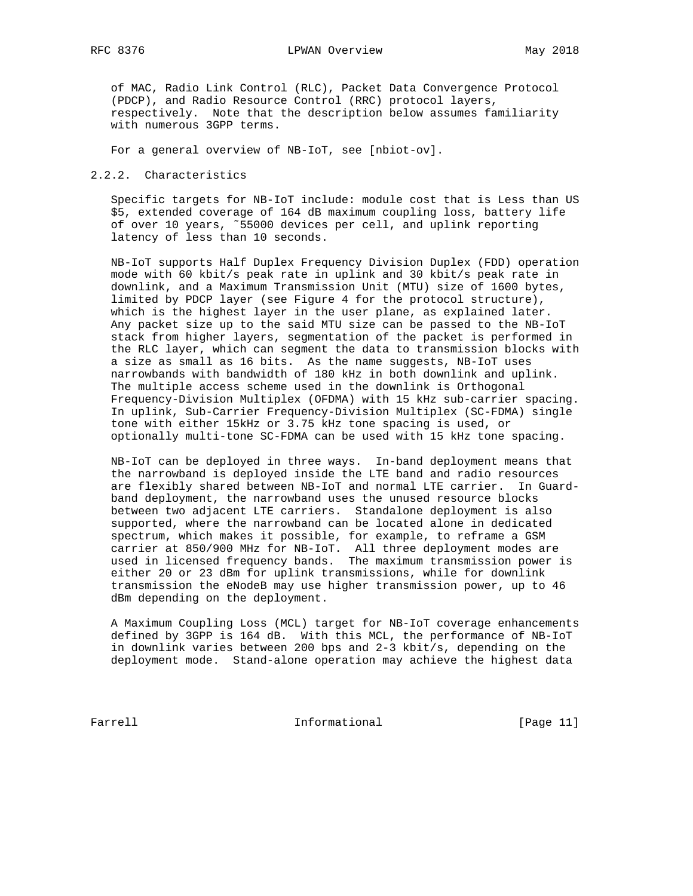of MAC, Radio Link Control (RLC), Packet Data Convergence Protocol (PDCP), and Radio Resource Control (RRC) protocol layers, respectively. Note that the description below assumes familiarity with numerous 3GPP terms.

For a general overview of NB-IoT, see [nbiot-ov].

### 2.2.2. Characteristics

Specific targets for NB-IoT include: module cost that is Less than US $5, extended coverage of 164 dB maximum coupling loss, battery life of over 10 years, ~55000 devices per cell, and uplink reporting latency of less than 10 seconds.

NB-IoT supports Half Duplex Frequency Division Duplex (FDD) operation mode with 60 kbit/s peak rate in uplink and 30 kbit/s peak rate in downlink, and a Maximum Transmission Unit (MTU) size of 1600 bytes, limited by PDCP layer (see Figure 4 for the protocol structure), which is the highest layer in the user plane, as explained later. Any packet size up to the said MTU size can be passed to the NB-IoT stack from higher layers, segmentation of the packet is performed in the RLC layer, which can segment the data to transmission blocks with a size as small as 16 bits. As the name suggests, NB-IoT uses narrowbands with bandwidth of 180 kHz in both downlink and uplink. The multiple access scheme used in the downlink is Orthogonal Frequency-Division Multiplex (OFDMA) with 15 kHz sub-carrier spacing. In uplink, Sub-Carrier Frequency-Division Multiplex (SC-FDMA) single tone with either 15kHz or 3.75 kHz tone spacing is used, or optionally multi-tone SC-FDMA can be used with 15 kHz tone spacing.

NB-IoT can be deployed in three ways. In-band deployment means that the narrowband is deployed inside the LTE band and radio resources are flexibly shared between NB-IoT and normal LTE carrier. In Guard-band deployment, the narrowband uses the unused resource blocks between two adjacent LTE carriers. Standalone deployment is also supported, where the narrowband can be located alone in dedicated spectrum, which makes it possible, for example, to reframe a GSM carrier at 850/900 MHz for NB-IoT. All three deployment modes are used in licensed frequency bands. The maximum transmission power is either 20 or 23 dBm for uplink transmissions, while for downlink transmission the eNodeB may use higher transmission power, up to 46 dBm depending on the deployment.

A Maximum Coupling Loss (MCL) target for NB-IoT coverage enhancements defined by 3GPP is 164 dB. With this MCL, the performance of NB-IoT in downlink varies between 200 bps and 2-3 kbit/s, depending on the deployment mode. Stand-alone operation may achieve the highest data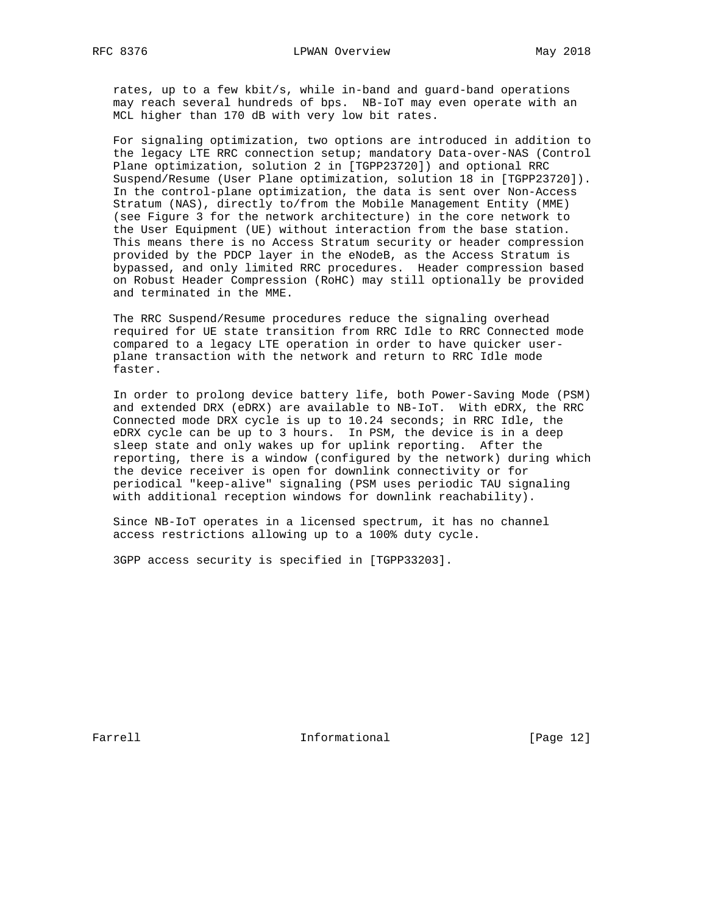rates, up to a few kbit/s, while in-band and guard-band operations may reach several hundreds of bps. NB-IoT may even operate with an MCL higher than 170 dB with very low bit rates.

For signaling optimization, two options are introduced in addition to the legacy LTE RRC connection setup; mandatory Data-over-NAS (Control Plane optimization, solution 2 in [TGPP23720]) and optional RRC Suspend/Resume (User Plane optimization, solution 18 in [TGPP23720]). In the control-plane optimization, the data is sent over Non-Access Stratum (NAS), directly to/from the Mobile Management Entity (MME) (see Figure 3 for the network architecture) in the core network to the User Equipment (UE) without interaction from the base station. This means there is no Access Stratum security or header compression provided by the PDCP layer in the eNodeB, as the Access Stratum is bypassed, and only limited RRC procedures. Header compression based on Robust Header Compression (RoHC) may still optionally be provided and terminated in the MME.

The RRC Suspend/Resume procedures reduce the signaling overhead required for UE state transition from RRC Idle to RRC Connected mode compared to a legacy LTE operation in order to have quicker user-plane transaction with the network and return to RRC Idle mode faster.

In order to prolong device battery life, both Power-Saving Mode (PSM) and extended DRX (eDRX) are available to NB-IoT. With eDRX, the RRC Connected mode DRX cycle is up to 10.24 seconds; in RRC Idle, the eDRX cycle can be up to 3 hours. In PSM, the device is in a deep sleep state and only wakes up for uplink reporting. After the reporting, there is a window (configured by the network) during which the device receiver is open for downlink connectivity or for periodical "keep-alive" signaling (PSM uses periodic TAU signaling with additional reception windows for downlink reachability).

Since NB-IoT operates in a licensed spectrum, it has no channel access restrictions allowing up to a 100% duty cycle.

3GPP access security is specified in [TGPP33203].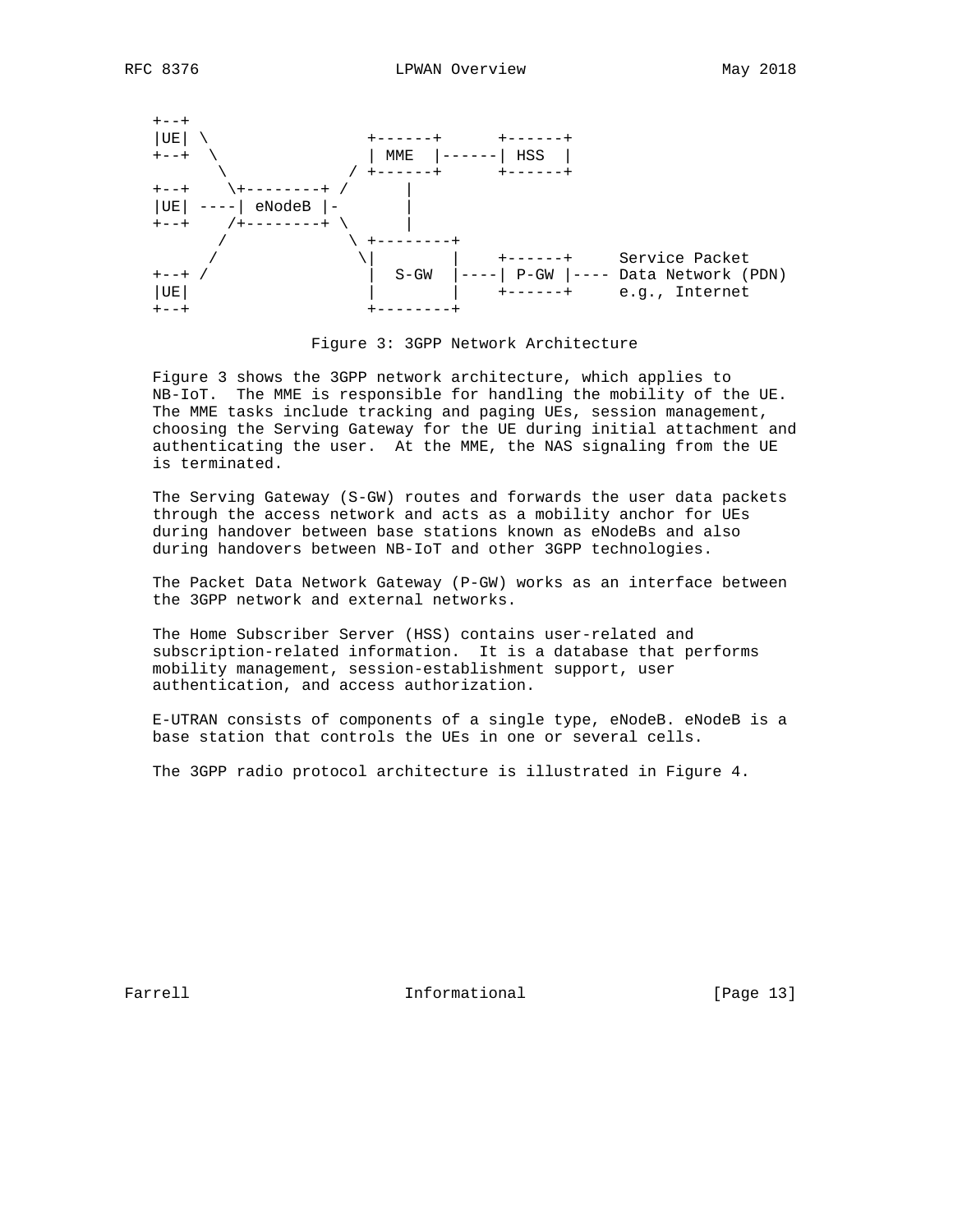```
+--+
|UE| \              +------+      +------+
+--+  \             | MME  |------| HSS  |
       \          / +------+      +------+
+--+    \+--------+ /      |
|UE| ----| eNodeB |-       |
+--+    /+--------+ \      |
       /             \ +--------+
      /               \|        |    +------+     Service Packet
+--+ /                 |  S-GW  |----| P-GW |---- Data Network (PDN)
|UE|                   |        |    +------+     e.g., Internet
+--+                   +--------+
```

Figure 3: 3GPP Network Architecture

Figure 3 shows the 3GPP network architecture, which applies to NB-IoT. The MME is responsible for handling the mobility of the UE. The MME tasks include tracking and paging UEs, session management, choosing the Serving Gateway for the UE during initial attachment and authenticating the user. At the MME, the NAS signaling from the UE is terminated.

The Serving Gateway (S-GW) routes and forwards the user data packets through the access network and acts as a mobility anchor for UEs during handover between base stations known as eNodeBs and also during handovers between NB-IoT and other 3GPP technologies.

The Packet Data Network Gateway (P-GW) works as an interface between the 3GPP network and external networks.

The Home Subscriber Server (HSS) contains user-related and subscription-related information. It is a database that performs mobility management, session-establishment support, user authentication, and access authorization.

E-UTRAN consists of components of a single type, eNodeB. eNodeB is a base station that controls the UEs in one or several cells.

The 3GPP radio protocol architecture is illustrated in Figure 4.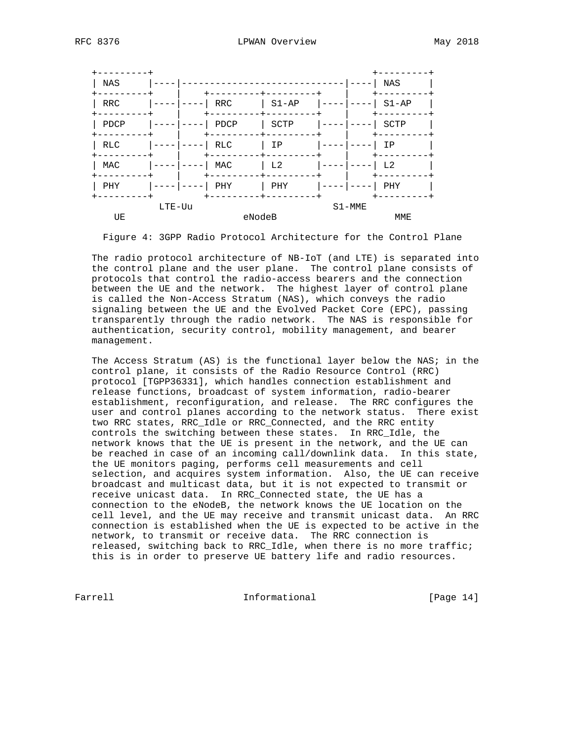```
+---------+                                           +---------+
| NAS     |----|-----------------------------|----| NAS     |
+---------+    |    +---------+---------+    |    +---------+
| RRC     |----|----| RRC     | S1-AP   |----|----| S1-AP   |
+---------+    |    +---------+---------+    |    +---------+
| PDCP    |----|----| PDCP    | SCTP    |----|----| SCTP    |
+---------+    |    +---------+---------+    |    +---------+
| RLC     |----|----| RLC     | IP      |----|----| IP      |
+---------+    |    +---------+---------+    |    +---------+
| MAC     |----|----| MAC     | L2      |----|----| L2      |
+---------+    |    +---------+---------+    |    +---------+
| PHY     |----|----| PHY     | PHY     |----|----| PHY     |
+---------+         +---------+---------+         +---------+
         LTE-Uu                              S1-MME
    UE                     eNodeB                       MME
```

Figure 4: 3GPP Radio Protocol Architecture for the Control Plane

The radio protocol architecture of NB-IoT (and LTE) is separated into the control plane and the user plane. The control plane consists of protocols that control the radio-access bearers and the connection between the UE and the network. The highest layer of control plane is called the Non-Access Stratum (NAS), which conveys the radio signaling between the UE and the Evolved Packet Core (EPC), passing transparently through the radio network. The NAS is responsible for authentication, security control, mobility management, and bearer management.

The Access Stratum (AS) is the functional layer below the NAS; in the control plane, it consists of the Radio Resource Control (RRC) protocol [TGPP36331], which handles connection establishment and release functions, broadcast of system information, radio-bearer establishment, reconfiguration, and release. The RRC configures the user and control planes according to the network status. There exist two RRC states, RRC_Idle or RRC_Connected, and the RRC entity controls the switching between these states. In RRC_Idle, the network knows that the UE is present in the network, and the UE can be reached in case of an incoming call/downlink data. In this state, the UE monitors paging, performs cell measurements and cell selection, and acquires system information. Also, the UE can receive broadcast and multicast data, but it is not expected to transmit or receive unicast data. In RRC_Connected state, the UE has a connection to the eNodeB, the network knows the UE location on the cell level, and the UE may receive and transmit unicast data. An RRC connection is established when the UE is expected to be active in the network, to transmit or receive data. The RRC connection is released, switching back to RRC_Idle, when there is no more traffic; this is in order to preserve UE battery life and radio resources.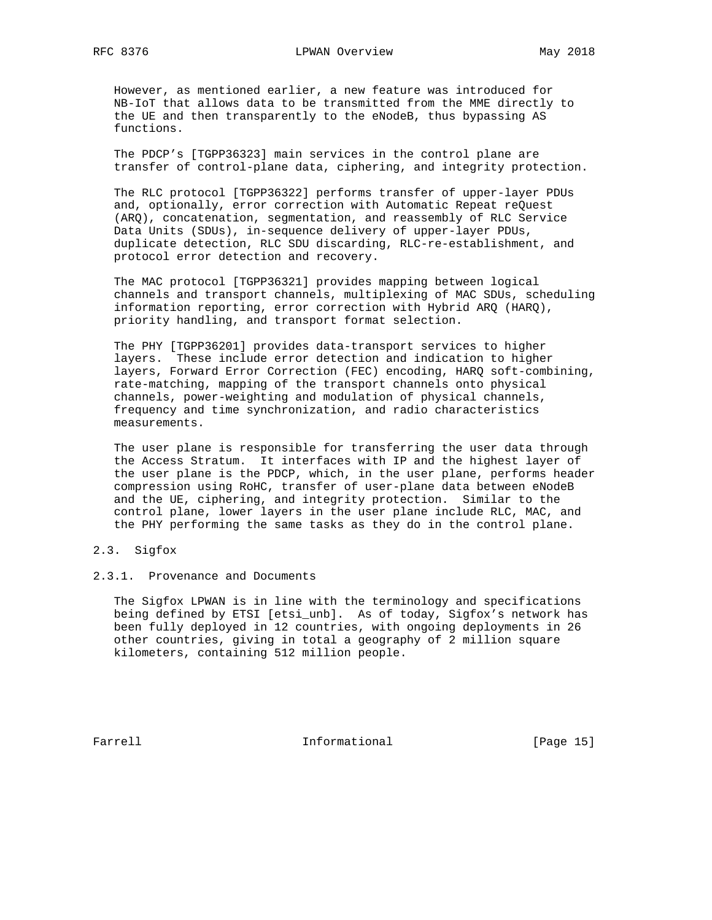However, as mentioned earlier, a new feature was introduced for NB-IoT that allows data to be transmitted from the MME directly to the UE and then transparently to the eNodeB, thus bypassing AS functions.

The PDCP's [TGPP36323] main services in the control plane are transfer of control-plane data, ciphering, and integrity protection.

The RLC protocol [TGPP36322] performs transfer of upper-layer PDUs and, optionally, error correction with Automatic Repeat reQuest (ARQ), concatenation, segmentation, and reassembly of RLC Service Data Units (SDUs), in-sequence delivery of upper-layer PDUs, duplicate detection, RLC SDU discarding, RLC-re-establishment, and protocol error detection and recovery.

The MAC protocol [TGPP36321] provides mapping between logical channels and transport channels, multiplexing of MAC SDUs, scheduling information reporting, error correction with Hybrid ARQ (HARQ), priority handling, and transport format selection.

The PHY [TGPP36201] provides data-transport services to higher layers. These include error detection and indication to higher layers, Forward Error Correction (FEC) encoding, HARQ soft-combining, rate-matching, mapping of the transport channels onto physical channels, power-weighting and modulation of physical channels, frequency and time synchronization, and radio characteristics measurements.

The user plane is responsible for transferring the user data through the Access Stratum. It interfaces with IP and the highest layer of the user plane is the PDCP, which, in the user plane, performs header compression using RoHC, transfer of user-plane data between eNodeB and the UE, ciphering, and integrity protection. Similar to the control plane, lower layers in the user plane include RLC, MAC, and the PHY performing the same tasks as they do in the control plane.

### 2.3. Sigfox

#### 2.3.1. Provenance and Documents

The Sigfox LPWAN is in line with the terminology and specifications being defined by ETSI [etsi_unb]. As of today, Sigfox's network has been fully deployed in 12 countries, with ongoing deployments in 26 other countries, giving in total a geography of 2 million square kilometers, containing 512 million people.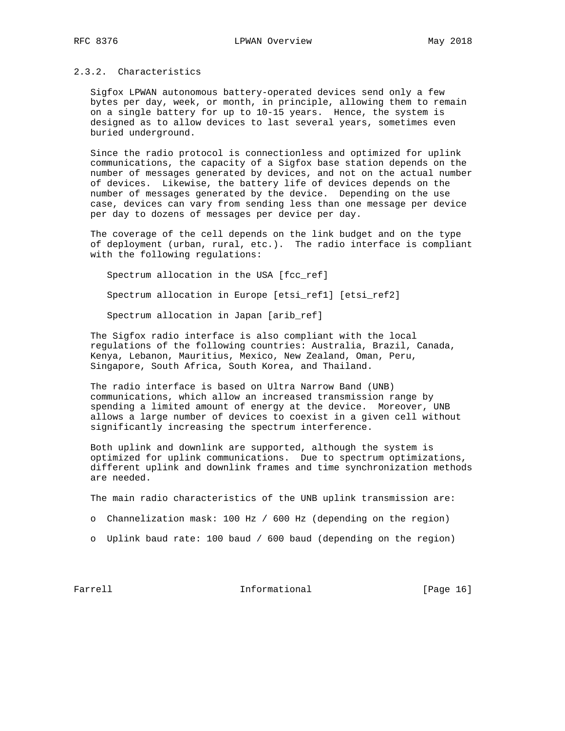### 2.3.2. Characteristics

Sigfox LPWAN autonomous battery-operated devices send only a few bytes per day, week, or month, in principle, allowing them to remain on a single battery for up to 10-15 years. Hence, the system is designed as to allow devices to last several years, sometimes even buried underground.

Since the radio protocol is connectionless and optimized for uplink communications, the capacity of a Sigfox base station depends on the number of messages generated by devices, and not on the actual number of devices. Likewise, the battery life of devices depends on the number of messages generated by the device. Depending on the use case, devices can vary from sending less than one message per device per day to dozens of messages per device per day.

The coverage of the cell depends on the link budget and on the type of deployment (urban, rural, etc.). The radio interface is compliant with the following regulations:

Spectrum allocation in the USA [fcc_ref]

Spectrum allocation in Europe [etsi_ref1] [etsi_ref2]

Spectrum allocation in Japan [arib_ref]

The Sigfox radio interface is also compliant with the local regulations of the following countries: Australia, Brazil, Canada, Kenya, Lebanon, Mauritius, Mexico, New Zealand, Oman, Peru, Singapore, South Africa, South Korea, and Thailand.

The radio interface is based on Ultra Narrow Band (UNB) communications, which allow an increased transmission range by spending a limited amount of energy at the device. Moreover, UNB allows a large number of devices to coexist in a given cell without significantly increasing the spectrum interference.

Both uplink and downlink are supported, although the system is optimized for uplink communications. Due to spectrum optimizations, different uplink and downlink frames and time synchronization methods are needed.

The main radio characteristics of the UNB uplink transmission are:

- Channelization mask: 100 Hz / 600 Hz (depending on the region)
- Uplink baud rate: 100 baud / 600 baud (depending on the region)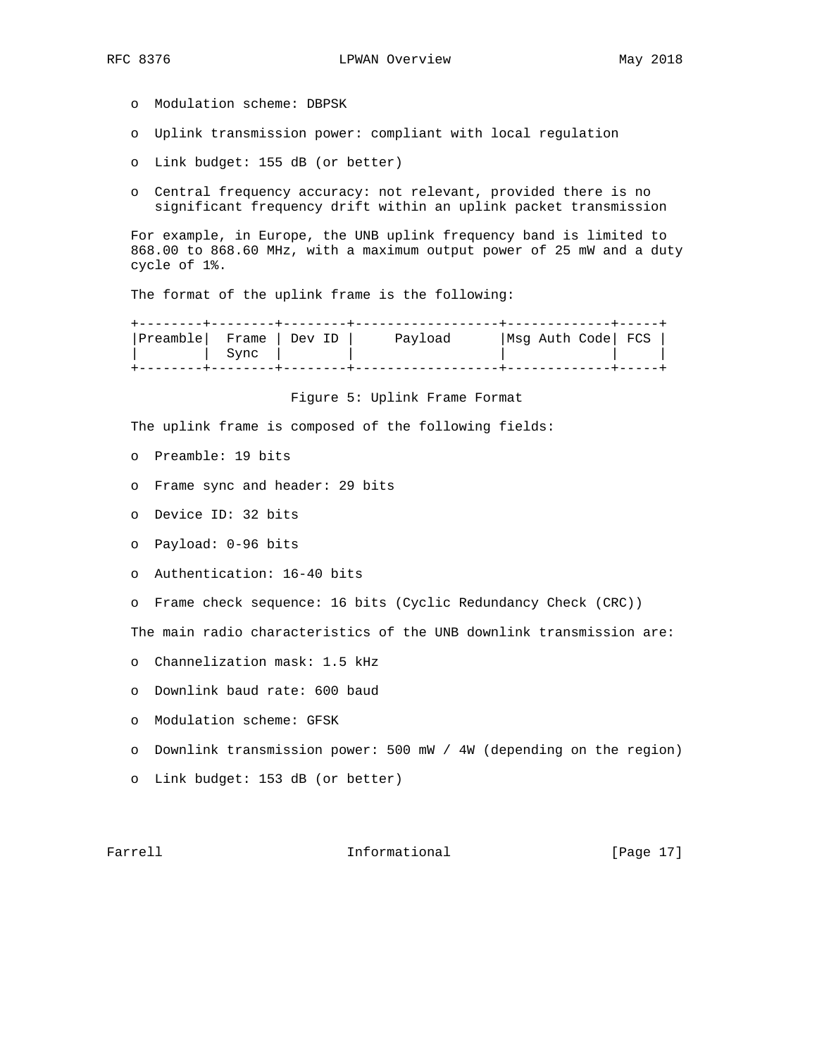- Modulation scheme: DBPSK
- Uplink transmission power: compliant with local regulation
- Link budget: 155 dB (or better)
- Central frequency accuracy: not relevant, provided there is no significant frequency drift within an uplink packet transmission

For example, in Europe, the UNB uplink frequency band is limited to 868.00 to 868.60 MHz, with a maximum output power of 25 mW and a duty cycle of 1%.

The format of the uplink frame is the following:

```
+--------+--------+--------+------------------+-------------+-----+
|Preamble|  Frame | Dev ID |     Payload      |Msg Auth Code| FCS |
|        |  Sync  |        |                  |             |     |
+--------+--------+--------+------------------+-------------+-----+
```

Figure 5: Uplink Frame Format

The uplink frame is composed of the following fields:

- Preamble: 19 bits
- Frame sync and header: 29 bits
- Device ID: 32 bits
- Payload: 0-96 bits
- Authentication: 16-40 bits
- Frame check sequence: 16 bits (Cyclic Redundancy Check (CRC))

The main radio characteristics of the UNB downlink transmission are:

- Channelization mask: 1.5 kHz
- Downlink baud rate: 600 baud
- Modulation scheme: GFSK
- Downlink transmission power: 500 mW / 4W (depending on the region)
- Link budget: 153 dB (or better)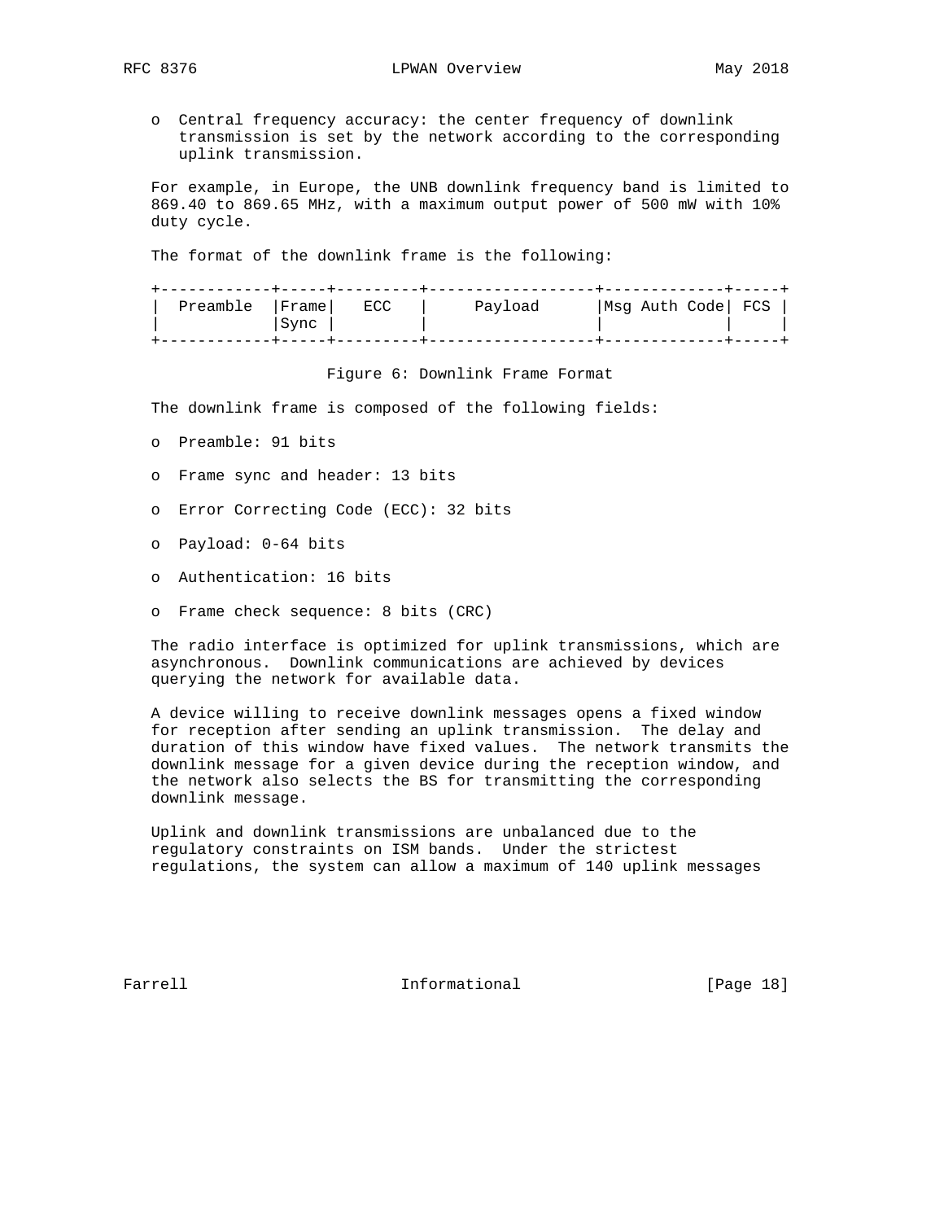- Central frequency accuracy: the center frequency of downlink transmission is set by the network according to the corresponding uplink transmission.

For example, in Europe, the UNB downlink frequency band is limited to 869.40 to 869.65 MHz, with a maximum output power of 500 mW with 10% duty cycle.

The format of the downlink frame is the following:

```
+------------+-----+---------+------------------+-------------+-----+
|  Preamble  |Frame|   ECC   |     Payload      |Msg Auth Code| FCS |
|            |Sync |         |                  |             |     |
+------------+-----+---------+------------------+-------------+-----+
```

Figure 6: Downlink Frame Format

The downlink frame is composed of the following fields:

- Preamble: 91 bits
- Frame sync and header: 13 bits
- Error Correcting Code (ECC): 32 bits
- Payload: 0-64 bits
- Authentication: 16 bits
- Frame check sequence: 8 bits (CRC)

The radio interface is optimized for uplink transmissions, which are asynchronous. Downlink communications are achieved by devices querying the network for available data.

A device willing to receive downlink messages opens a fixed window for reception after sending an uplink transmission. The delay and duration of this window have fixed values. The network transmits the downlink message for a given device during the reception window, and the network also selects the BS for transmitting the corresponding downlink message.

Uplink and downlink transmissions are unbalanced due to the regulatory constraints on ISM bands. Under the strictest regulations, the system can allow a maximum of 140 uplink messages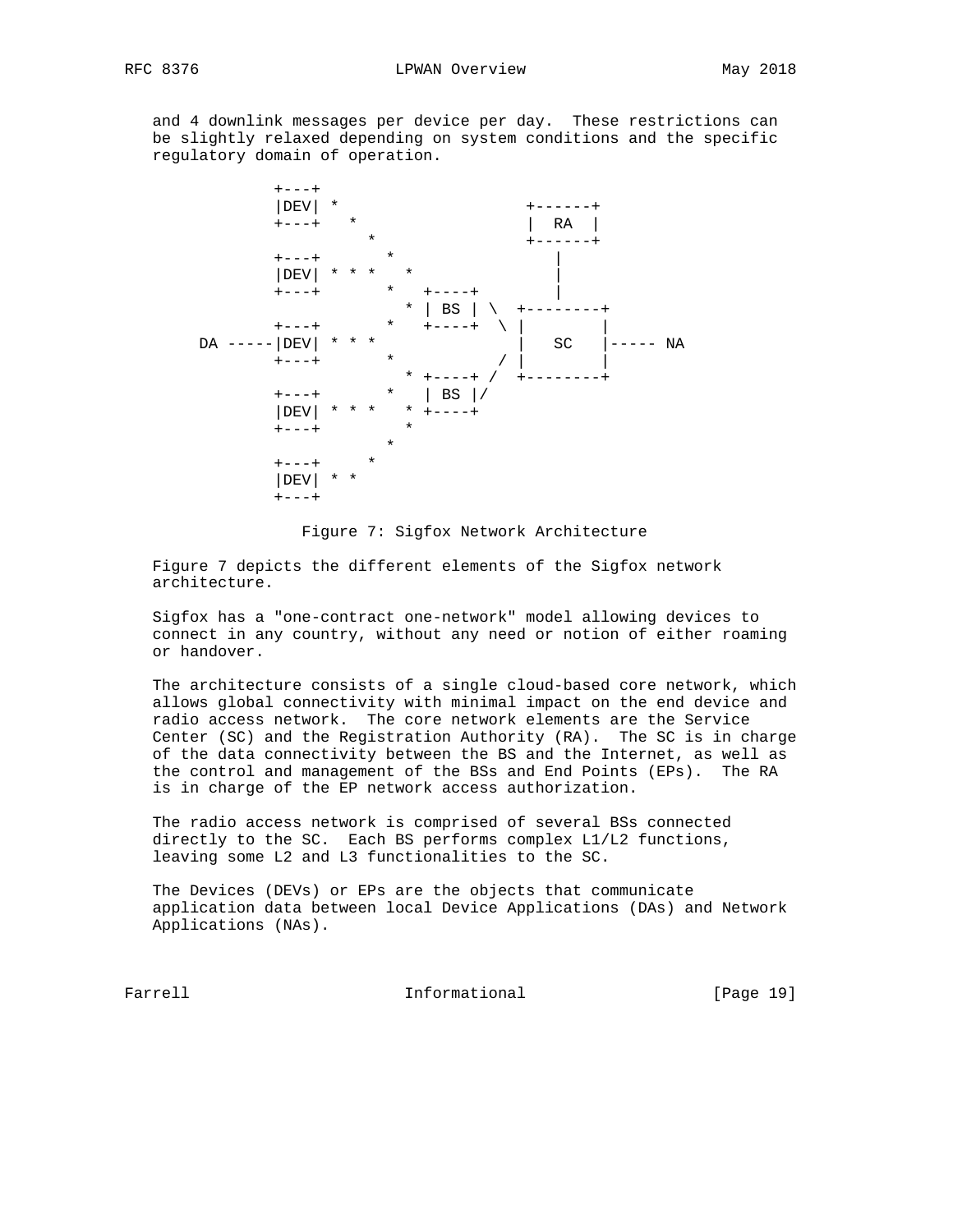and 4 downlink messages per device per day. These restrictions can be slightly relaxed depending on system conditions and the specific regulatory domain of operation.

```
                +---+
                |DEV| *                   +------+
                +---+   *                 |  RA  |
                          *               +------+
                +---+       *                 |
                |DEV| * * *   *               |
                +---+       *   +----+        |
                              * | BS | \  +--------+
                +---+       *   +----+  \ |        |
          DA -----|DEV| * * *              |   SC   |----- NA
                +---+       *            / |        |
                              * +----+ /  +--------+
                +---+       *   | BS |/
                |DEV| * * *   * +----+
                +---+           *
                              *
                +---+       *
                |DEV| * *
                +---+
```

Figure 7: Sigfox Network Architecture

Figure 7 depicts the different elements of the Sigfox network architecture.

Sigfox has a "one-contract one-network" model allowing devices to connect in any country, without any need or notion of either roaming or handover.

The architecture consists of a single cloud-based core network, which allows global connectivity with minimal impact on the end device and radio access network. The core network elements are the Service Center (SC) and the Registration Authority (RA). The SC is in charge of the data connectivity between the BS and the Internet, as well as the control and management of the BSs and End Points (EPs). The RA is in charge of the EP network access authorization.

The radio access network is comprised of several BSs connected directly to the SC. Each BS performs complex L1/L2 functions, leaving some L2 and L3 functionalities to the SC.

The Devices (DEVs) or EPs are the objects that communicate application data between local Device Applications (DAs) and Network Applications (NAs).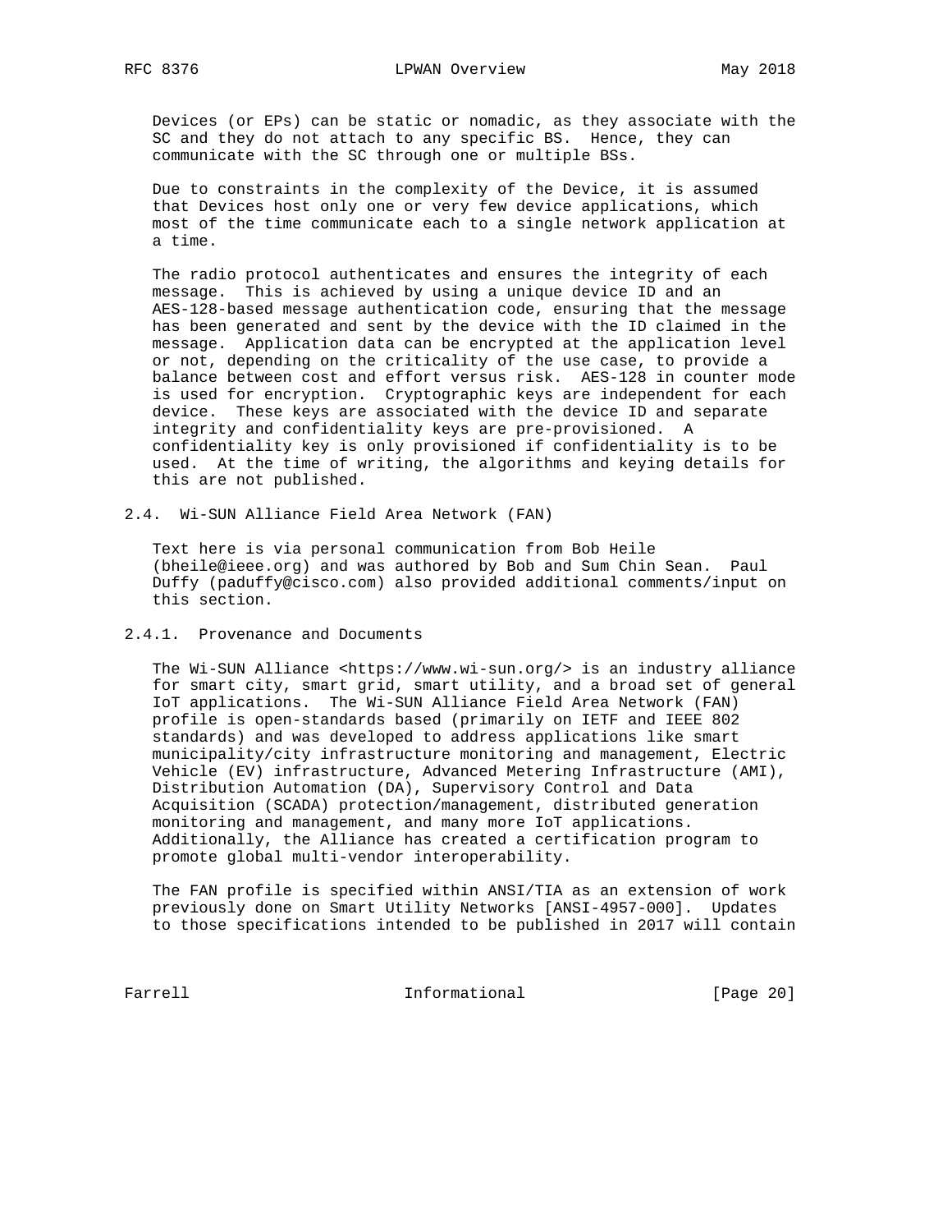Devices (or EPs) can be static or nomadic, as they associate with the SC and they do not attach to any specific BS. Hence, they can communicate with the SC through one or multiple BSs.

Due to constraints in the complexity of the Device, it is assumed that Devices host only one or very few device applications, which most of the time communicate each to a single network application at a time.

The radio protocol authenticates and ensures the integrity of each message. This is achieved by using a unique device ID and an AES-128-based message authentication code, ensuring that the message has been generated and sent by the device with the ID claimed in the message. Application data can be encrypted at the application level or not, depending on the criticality of the use case, to provide a balance between cost and effort versus risk. AES-128 in counter mode is used for encryption. Cryptographic keys are independent for each device. These keys are associated with the device ID and separate integrity and confidentiality keys are pre-provisioned. A confidentiality key is only provisioned if confidentiality is to be used. At the time of writing, the algorithms and keying details for this are not published.

## 2.4. Wi-SUN Alliance Field Area Network (FAN)

Text here is via personal communication from Bob Heile (bheile@ieee.org) and was authored by Bob and Sum Chin Sean. Paul Duffy (paduffy@cisco.com) also provided additional comments/input on this section.

### 2.4.1. Provenance and Documents

The Wi-SUN Alliance <https://www.wi-sun.org/> is an industry alliance for smart city, smart grid, smart utility, and a broad set of general IoT applications. The Wi-SUN Alliance Field Area Network (FAN) profile is open-standards based (primarily on IETF and IEEE 802 standards) and was developed to address applications like smart municipality/city infrastructure monitoring and management, Electric Vehicle (EV) infrastructure, Advanced Metering Infrastructure (AMI), Distribution Automation (DA), Supervisory Control and Data Acquisition (SCADA) protection/management, distributed generation monitoring and management, and many more IoT applications. Additionally, the Alliance has created a certification program to promote global multi-vendor interoperability.

The FAN profile is specified within ANSI/TIA as an extension of work previously done on Smart Utility Networks [ANSI-4957-000]. Updates to those specifications intended to be published in 2017 will contain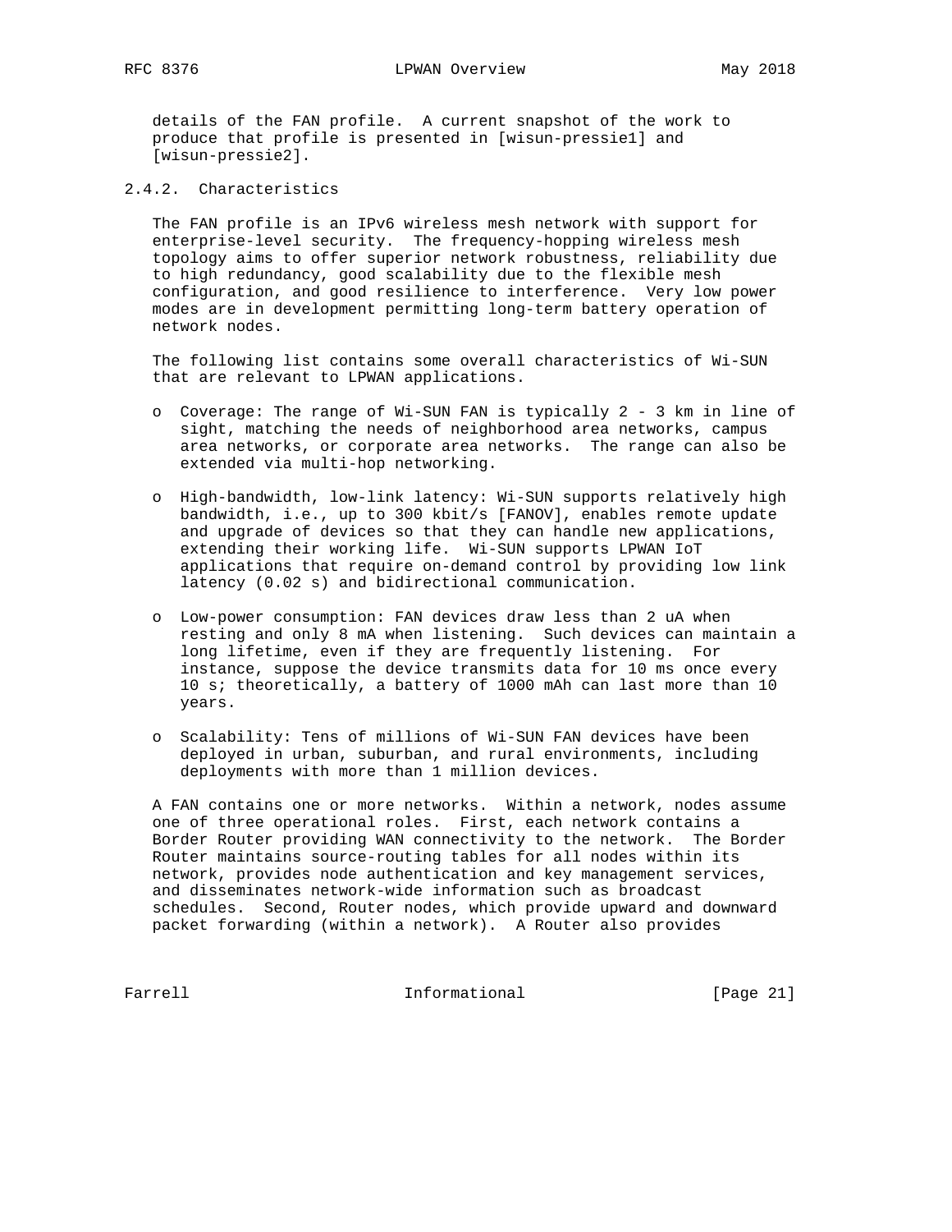details of the FAN profile. A current snapshot of the work to produce that profile is presented in [wisun-pressie1] and [wisun-pressie2].

### 2.4.2. Characteristics

The FAN profile is an IPv6 wireless mesh network with support for enterprise-level security. The frequency-hopping wireless mesh topology aims to offer superior network robustness, reliability due to high redundancy, good scalability due to the flexible mesh configuration, and good resilience to interference. Very low power modes are in development permitting long-term battery operation of network nodes.

The following list contains some overall characteristics of Wi-SUN that are relevant to LPWAN applications.

- Coverage: The range of Wi-SUN FAN is typically 2 - 3 km in line of sight, matching the needs of neighborhood area networks, campus area networks, or corporate area networks. The range can also be extended via multi-hop networking.

- High-bandwidth, low-link latency: Wi-SUN supports relatively high bandwidth, i.e., up to 300 kbit/s [FANOV], enables remote update and upgrade of devices so that they can handle new applications, extending their working life. Wi-SUN supports LPWAN IoT applications that require on-demand control by providing low link latency (0.02 s) and bidirectional communication.

- Low-power consumption: FAN devices draw less than 2 uA when resting and only 8 mA when listening. Such devices can maintain a long lifetime, even if they are frequently listening. For instance, suppose the device transmits data for 10 ms once every 10 s; theoretically, a battery of 1000 mAh can last more than 10 years.

- Scalability: Tens of millions of Wi-SUN FAN devices have been deployed in urban, suburban, and rural environments, including deployments with more than 1 million devices.

A FAN contains one or more networks. Within a network, nodes assume one of three operational roles. First, each network contains a Border Router providing WAN connectivity to the network. The Border Router maintains source-routing tables for all nodes within its network, provides node authentication and key management services, and disseminates network-wide information such as broadcast schedules. Second, Router nodes, which provide upward and downward packet forwarding (within a network). A Router also provides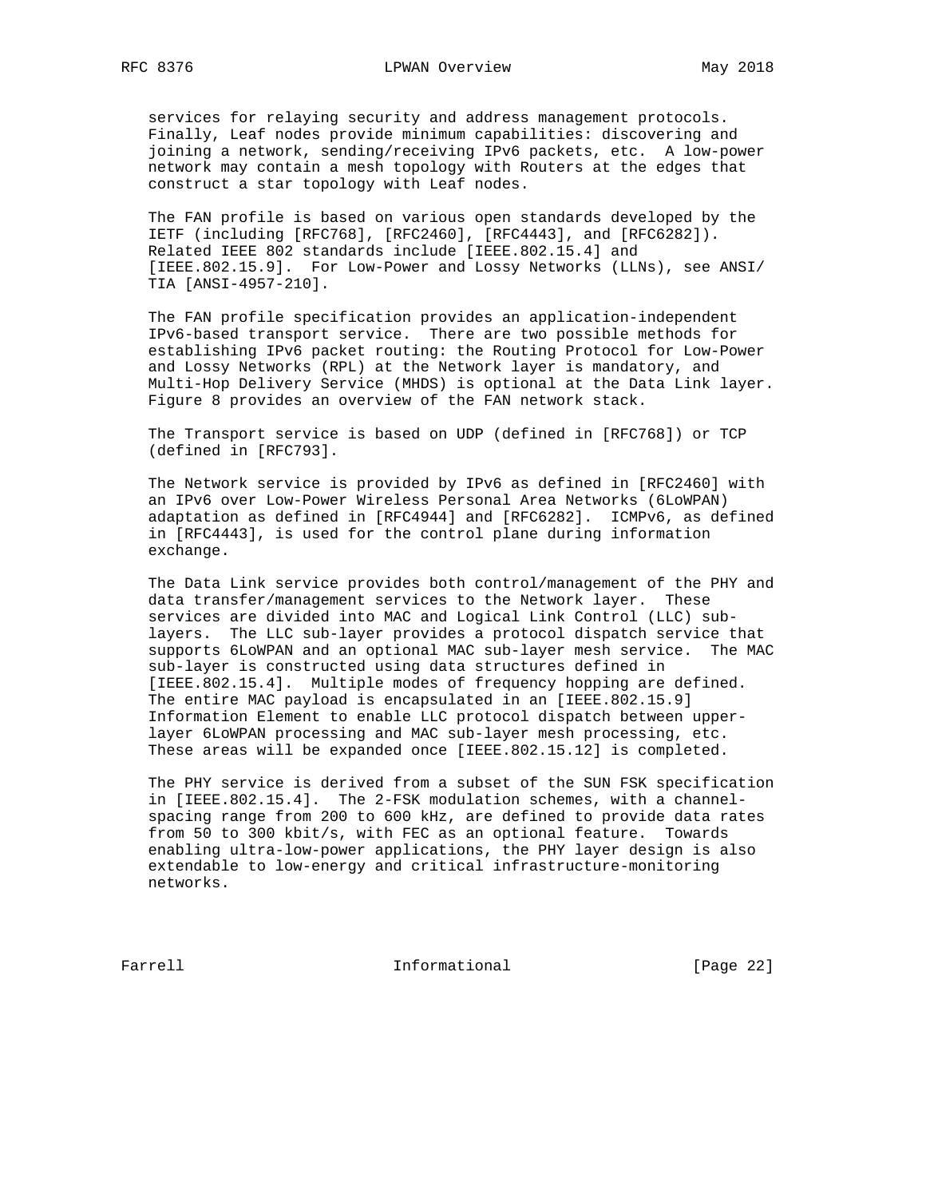services for relaying security and address management protocols. Finally, Leaf nodes provide minimum capabilities: discovering and joining a network, sending/receiving IPv6 packets, etc. A low-power network may contain a mesh topology with Routers at the edges that construct a star topology with Leaf nodes.

The FAN profile is based on various open standards developed by the IETF (including [RFC768], [RFC2460], [RFC4443], and [RFC6282]). Related IEEE 802 standards include [IEEE.802.15.4] and [IEEE.802.15.9]. For Low-Power and Lossy Networks (LLNs), see ANSI/TIA [ANSI-4957-210].

The FAN profile specification provides an application-independent IPv6-based transport service. There are two possible methods for establishing IPv6 packet routing: the Routing Protocol for Low-Power and Lossy Networks (RPL) at the Network layer is mandatory, and Multi-Hop Delivery Service (MHDS) is optional at the Data Link layer. Figure 8 provides an overview of the FAN network stack.

The Transport service is based on UDP (defined in [RFC768]) or TCP (defined in [RFC793].

The Network service is provided by IPv6 as defined in [RFC2460] with an IPv6 over Low-Power Wireless Personal Area Networks (6LoWPAN) adaptation as defined in [RFC4944] and [RFC6282]. ICMPv6, as defined in [RFC4443], is used for the control plane during information exchange.

The Data Link service provides both control/management of the PHY and data transfer/management services to the Network layer. These services are divided into MAC and Logical Link Control (LLC) sub-layers. The LLC sub-layer provides a protocol dispatch service that supports 6LoWPAN and an optional MAC sub-layer mesh service. The MAC sub-layer is constructed using data structures defined in [IEEE.802.15.4]. Multiple modes of frequency hopping are defined. The entire MAC payload is encapsulated in an [IEEE.802.15.9] Information Element to enable LLC protocol dispatch between upper-layer 6LoWPAN processing and MAC sub-layer mesh processing, etc. These areas will be expanded once [IEEE.802.15.12] is completed.

The PHY service is derived from a subset of the SUN FSK specification in [IEEE.802.15.4]. The 2-FSK modulation schemes, with a channel-spacing range from 200 to 600 kHz, are defined to provide data rates from 50 to 300 kbit/s, with FEC as an optional feature. Towards enabling ultra-low-power applications, the PHY layer design is also extendable to low-energy and critical infrastructure-monitoring networks.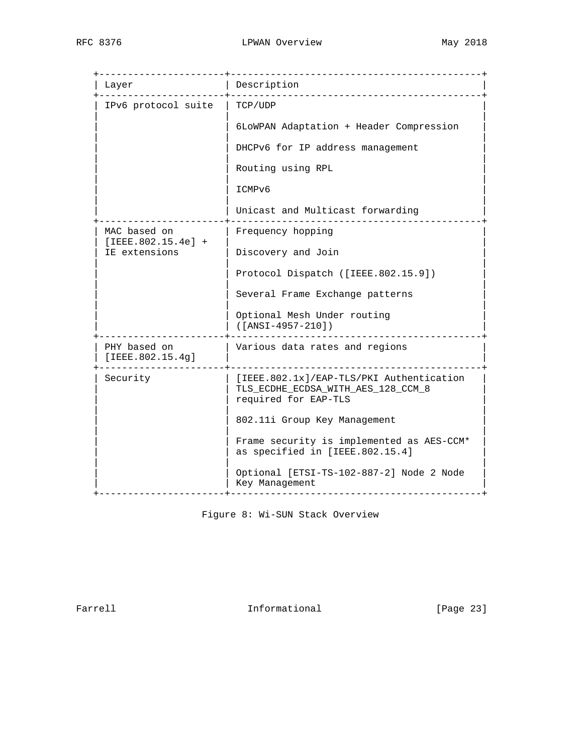| Layer | Description |
| --- | --- |
| IPv6 protocol suite | TCP/UDP<br><br>6LoWPAN Adaptation + Header Compression<br><br>DHCPv6 for IP address management<br><br>Routing using RPL<br><br>ICMPv6<br><br>Unicast and Multicast forwarding |
| MAC based on [IEEE.802.15.4e] + IE extensions | Frequency hopping<br><br>Discovery and Join<br><br>Protocol Dispatch ([IEEE.802.15.9])<br><br>Several Frame Exchange patterns<br><br>Optional Mesh Under routing ([ANSI-4957-210]) |
| PHY based on [IEEE.802.15.4g] | Various data rates and regions |
| Security | [IEEE.802.1x]/EAP-TLS/PKI Authentication TLS_ECDHE_ECDSA_WITH_AES_128_CCM_8 required for EAP-TLS<br><br>802.11i Group Key Management<br><br>Frame security is implemented as AES-CCM* as specified in [IEEE.802.15.4]<br><br>Optional [ETSI-TS-102-887-2] Node 2 Node Key Management |

Figure 8: Wi-SUN Stack Overview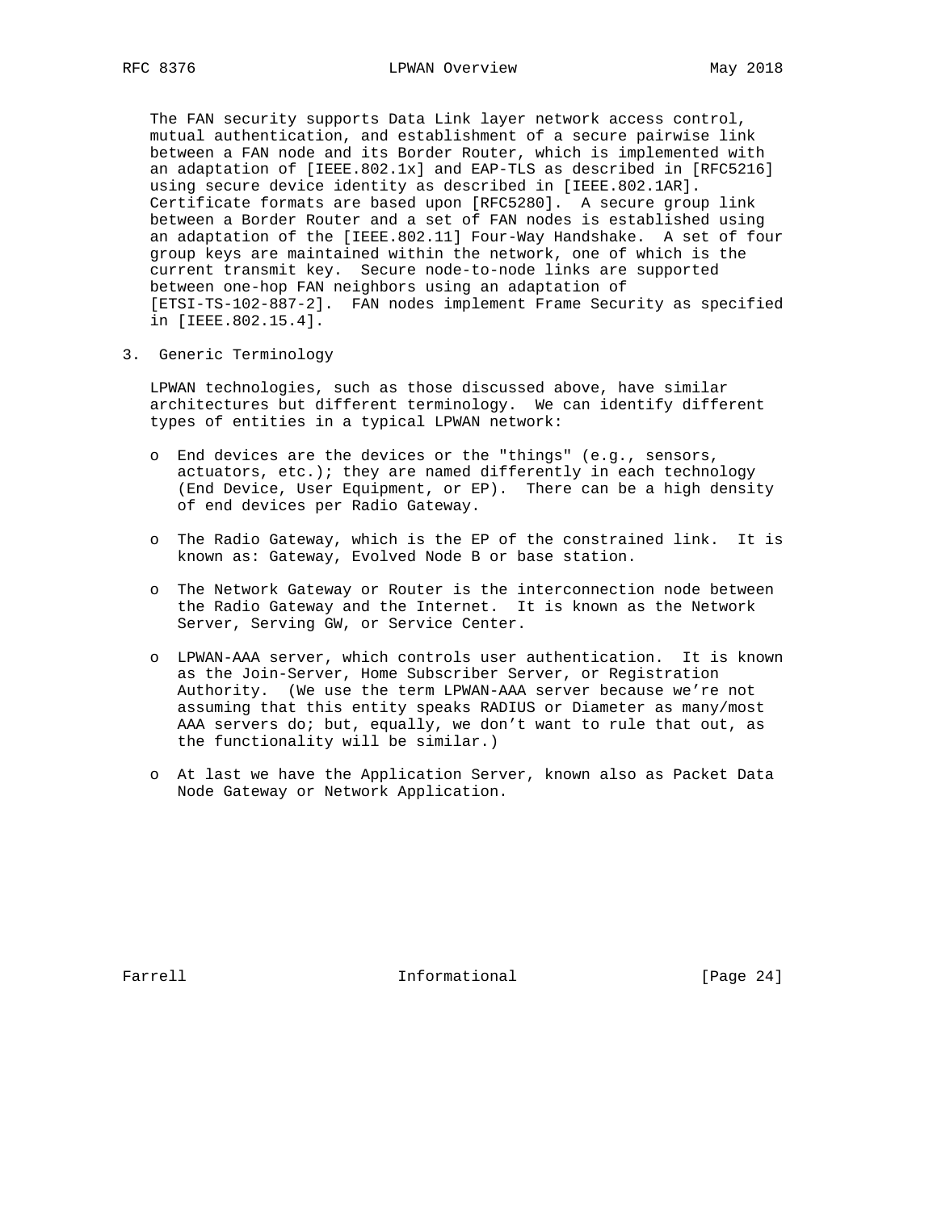The FAN security supports Data Link layer network access control, mutual authentication, and establishment of a secure pairwise link between a FAN node and its Border Router, which is implemented with an adaptation of [IEEE.802.1x] and EAP-TLS as described in [RFC5216] using secure device identity as described in [IEEE.802.1AR]. Certificate formats are based upon [RFC5280]. A secure group link between a Border Router and a set of FAN nodes is established using an adaptation of the [IEEE.802.11] Four-Way Handshake. A set of four group keys are maintained within the network, one of which is the current transmit key. Secure node-to-node links are supported between one-hop FAN neighbors using an adaptation of [ETSI-TS-102-887-2]. FAN nodes implement Frame Security as specified in [IEEE.802.15.4].

## 3. Generic Terminology

LPWAN technologies, such as those discussed above, have similar architectures but different terminology. We can identify different types of entities in a typical LPWAN network:

- End devices are the devices or the "things" (e.g., sensors, actuators, etc.); they are named differently in each technology (End Device, User Equipment, or EP). There can be a high density of end devices per Radio Gateway.

- The Radio Gateway, which is the EP of the constrained link. It is known as: Gateway, Evolved Node B or base station.

- The Network Gateway or Router is the interconnection node between the Radio Gateway and the Internet. It is known as the Network Server, Serving GW, or Service Center.

- LPWAN-AAA server, which controls user authentication. It is known as the Join-Server, Home Subscriber Server, or Registration Authority. (We use the term LPWAN-AAA server because we’re not assuming that this entity speaks RADIUS or Diameter as many/most AAA servers do; but, equally, we don’t want to rule that out, as the functionality will be similar.)

- At last we have the Application Server, known also as Packet Data Node Gateway or Network Application.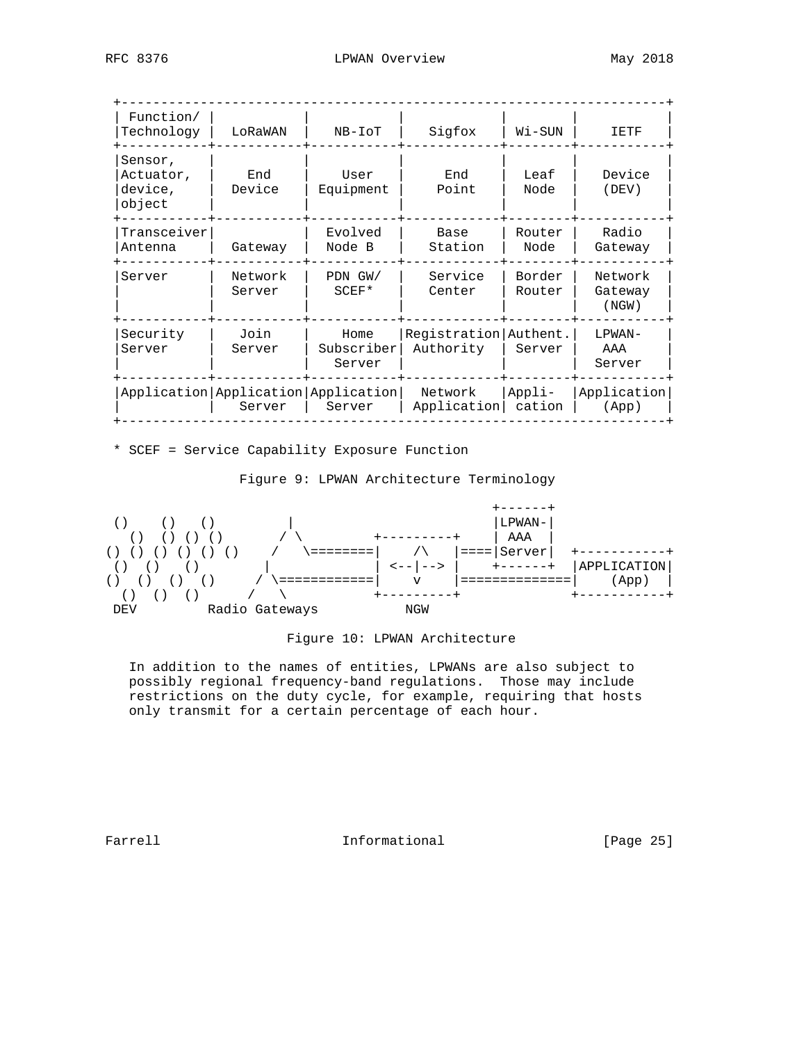| Function/ Technology | LoRaWAN | NB-IoT | Sigfox | Wi-SUN | IETF |
|---|---|---|---|---|---|
| Sensor, Actuator, device, object | End Device | User Equipment | End Point | Leaf Node | Device (DEV) |
| Transceiver Antenna | Gateway | Evolved Node B | Base Station | Router Node | Radio Gateway |
| Server | Network Server | PDN GW/ SCEF* | Service Center | Border Router | Network Gateway (NGW) |
| Security Server | Join Server | Home Subscriber Server | Registration Authority | Authent. Server | LPWAN-AAA Server |
| Application | Application Server | Application Server | Network Application | Appli-cation | Application (App) |

\* SCEF = Service Capability Exposure Function

Figure 9: LPWAN Architecture Terminology

```
                                                         +------+
 ()     ()   ()           |                              |LPWAN-|
   ()  () () ()          / \          +---------+        | AAA  |
() () () () () ()       /   \========|    /\    |====|Server|  +-----------+
 ()  ()    ()           |            | <--|--> |    +------+  |APPLICATION|
()  ()  ()  ()        / \============|    v    |==============|    (App)  |
  ()  ()  ()         /   \           +---------+              +-----------+
 DEV          Radio Gateways            NGW
```

Figure 10: LPWAN Architecture

In addition to the names of entities, LPWANs are also subject to possibly regional frequency-band regulations. Those may include restrictions on the duty cycle, for example, requiring that hosts only transmit for a certain percentage of each hour.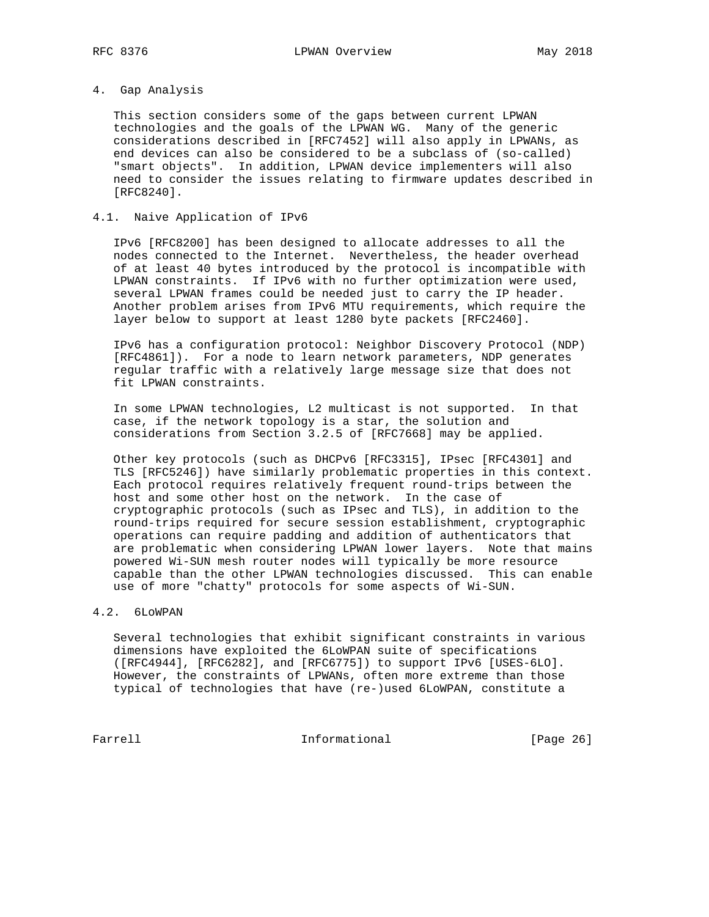## 4. Gap Analysis

This section considers some of the gaps between current LPWAN technologies and the goals of the LPWAN WG. Many of the generic considerations described in [RFC7452] will also apply in LPWANs, as end devices can also be considered to be a subclass of (so-called) "smart objects". In addition, LPWAN device implementers will also need to consider the issues relating to firmware updates described in [RFC8240].

### 4.1. Naive Application of IPv6

IPv6 [RFC8200] has been designed to allocate addresses to all the nodes connected to the Internet. Nevertheless, the header overhead of at least 40 bytes introduced by the protocol is incompatible with LPWAN constraints. If IPv6 with no further optimization were used, several LPWAN frames could be needed just to carry the IP header. Another problem arises from IPv6 MTU requirements, which require the layer below to support at least 1280 byte packets [RFC2460].

IPv6 has a configuration protocol: Neighbor Discovery Protocol (NDP) [RFC4861]). For a node to learn network parameters, NDP generates regular traffic with a relatively large message size that does not fit LPWAN constraints.

In some LPWAN technologies, L2 multicast is not supported. In that case, if the network topology is a star, the solution and considerations from Section 3.2.5 of [RFC7668] may be applied.

Other key protocols (such as DHCPv6 [RFC3315], IPsec [RFC4301] and TLS [RFC5246]) have similarly problematic properties in this context. Each protocol requires relatively frequent round-trips between the host and some other host on the network. In the case of cryptographic protocols (such as IPsec and TLS), in addition to the round-trips required for secure session establishment, cryptographic operations can require padding and addition of authenticators that are problematic when considering LPWAN lower layers. Note that mains powered Wi-SUN mesh router nodes will typically be more resource capable than the other LPWAN technologies discussed. This can enable use of more "chatty" protocols for some aspects of Wi-SUN.

### 4.2. 6LoWPAN

Several technologies that exhibit significant constraints in various dimensions have exploited the 6LoWPAN suite of specifications ([RFC4944], [RFC6282], and [RFC6775]) to support IPv6 [USES-6LO]. However, the constraints of LPWANs, often more extreme than those typical of technologies that have (re-)used 6LoWPAN, constitute a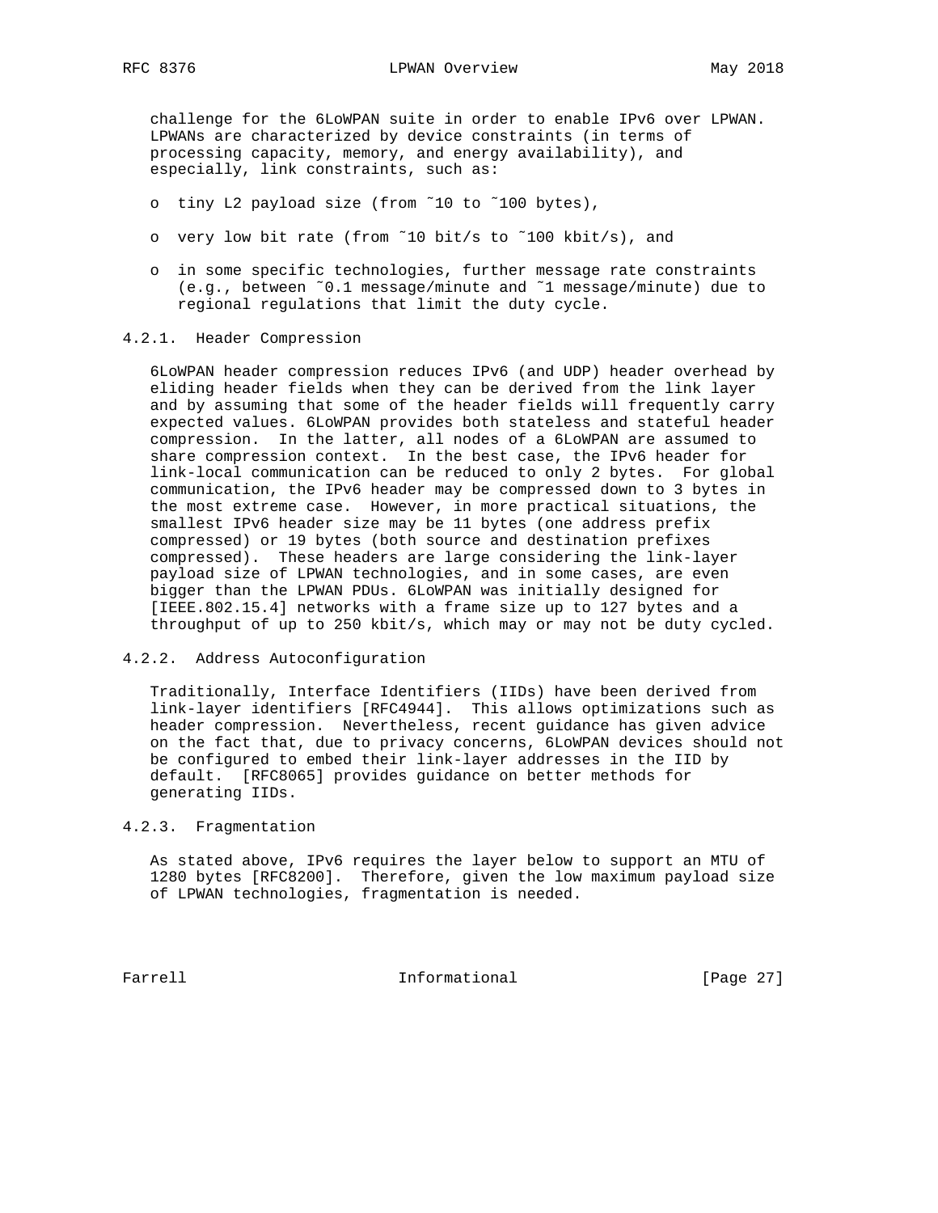challenge for the 6LoWPAN suite in order to enable IPv6 over LPWAN. LPWANs are characterized by device constraints (in terms of processing capacity, memory, and energy availability), and especially, link constraints, such as:

- tiny L2 payload size (from ~10 to ~100 bytes),
- very low bit rate (from ~10 bit/s to ~100 kbit/s), and
- in some specific technologies, further message rate constraints (e.g., between ~0.1 message/minute and ~1 message/minute) due to regional regulations that limit the duty cycle.

### 4.2.1. Header Compression

6LoWPAN header compression reduces IPv6 (and UDP) header overhead by eliding header fields when they can be derived from the link layer and by assuming that some of the header fields will frequently carry expected values. 6LoWPAN provides both stateless and stateful header compression. In the latter, all nodes of a 6LoWPAN are assumed to share compression context. In the best case, the IPv6 header for link-local communication can be reduced to only 2 bytes. For global communication, the IPv6 header may be compressed down to 3 bytes in the most extreme case. However, in more practical situations, the smallest IPv6 header size may be 11 bytes (one address prefix compressed) or 19 bytes (both source and destination prefixes compressed). These headers are large considering the link-layer payload size of LPWAN technologies, and in some cases, are even bigger than the LPWAN PDUs. 6LoWPAN was initially designed for [IEEE.802.15.4] networks with a frame size up to 127 bytes and a throughput of up to 250 kbit/s, which may or may not be duty cycled.

### 4.2.2. Address Autoconfiguration

Traditionally, Interface Identifiers (IIDs) have been derived from link-layer identifiers [RFC4944]. This allows optimizations such as header compression. Nevertheless, recent guidance has given advice on the fact that, due to privacy concerns, 6LoWPAN devices should not be configured to embed their link-layer addresses in the IID by default. [RFC8065] provides guidance on better methods for generating IIDs.

### 4.2.3. Fragmentation

As stated above, IPv6 requires the layer below to support an MTU of 1280 bytes [RFC8200]. Therefore, given the low maximum payload size of LPWAN technologies, fragmentation is needed.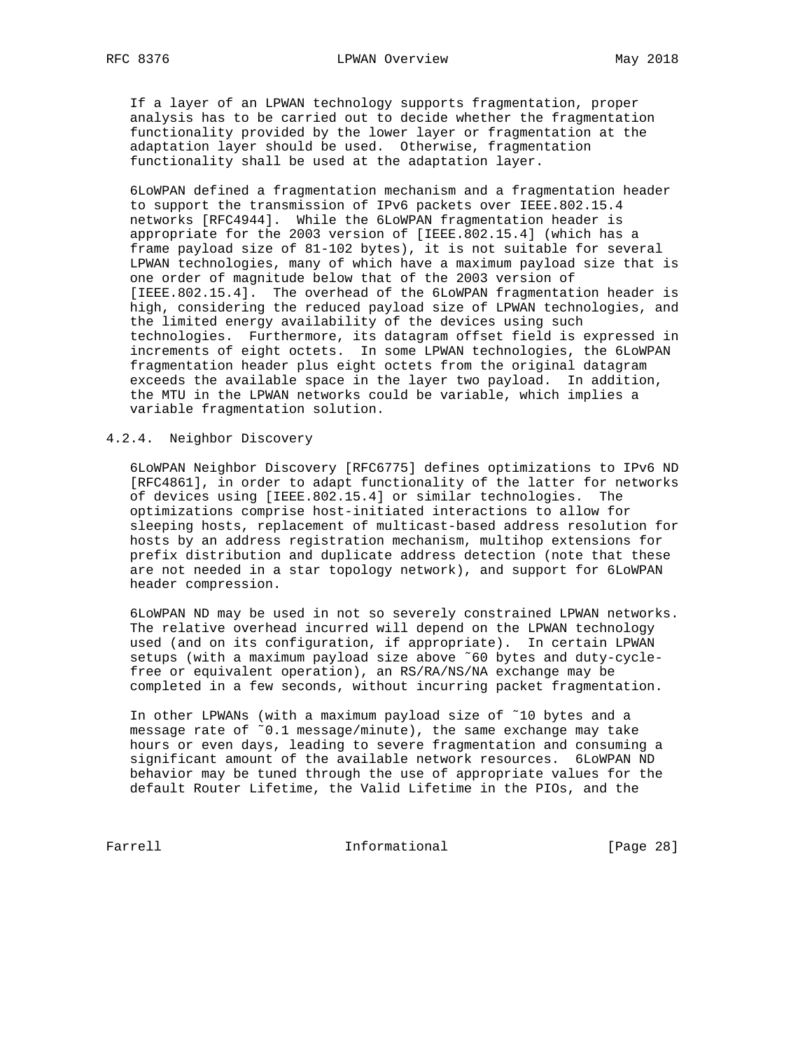If a layer of an LPWAN technology supports fragmentation, proper analysis has to be carried out to decide whether the fragmentation functionality provided by the lower layer or fragmentation at the adaptation layer should be used. Otherwise, fragmentation functionality shall be used at the adaptation layer.

6LoWPAN defined a fragmentation mechanism and a fragmentation header to support the transmission of IPv6 packets over IEEE.802.15.4 networks [RFC4944]. While the 6LoWPAN fragmentation header is appropriate for the 2003 version of [IEEE.802.15.4] (which has a frame payload size of 81-102 bytes), it is not suitable for several LPWAN technologies, many of which have a maximum payload size that is one order of magnitude below that of the 2003 version of [IEEE.802.15.4]. The overhead of the 6LoWPAN fragmentation header is high, considering the reduced payload size of LPWAN technologies, and the limited energy availability of the devices using such technologies. Furthermore, its datagram offset field is expressed in increments of eight octets. In some LPWAN technologies, the 6LoWPAN fragmentation header plus eight octets from the original datagram exceeds the available space in the layer two payload. In addition, the MTU in the LPWAN networks could be variable, which implies a variable fragmentation solution.

#### 4.2.4. Neighbor Discovery

6LoWPAN Neighbor Discovery [RFC6775] defines optimizations to IPv6 ND [RFC4861], in order to adapt functionality of the latter for networks of devices using [IEEE.802.15.4] or similar technologies. The optimizations comprise host-initiated interactions to allow for sleeping hosts, replacement of multicast-based address resolution for hosts by an address registration mechanism, multihop extensions for prefix distribution and duplicate address detection (note that these are not needed in a star topology network), and support for 6LoWPAN header compression.

6LoWPAN ND may be used in not so severely constrained LPWAN networks. The relative overhead incurred will depend on the LPWAN technology used (and on its configuration, if appropriate). In certain LPWAN setups (with a maximum payload size above ~60 bytes and duty-cycle-free or equivalent operation), an RS/RA/NS/NA exchange may be completed in a few seconds, without incurring packet fragmentation.

In other LPWANs (with a maximum payload size of ~10 bytes and a message rate of ~0.1 message/minute), the same exchange may take hours or even days, leading to severe fragmentation and consuming a significant amount of the available network resources. 6LoWPAN ND behavior may be tuned through the use of appropriate values for the default Router Lifetime, the Valid Lifetime in the PIOs, and the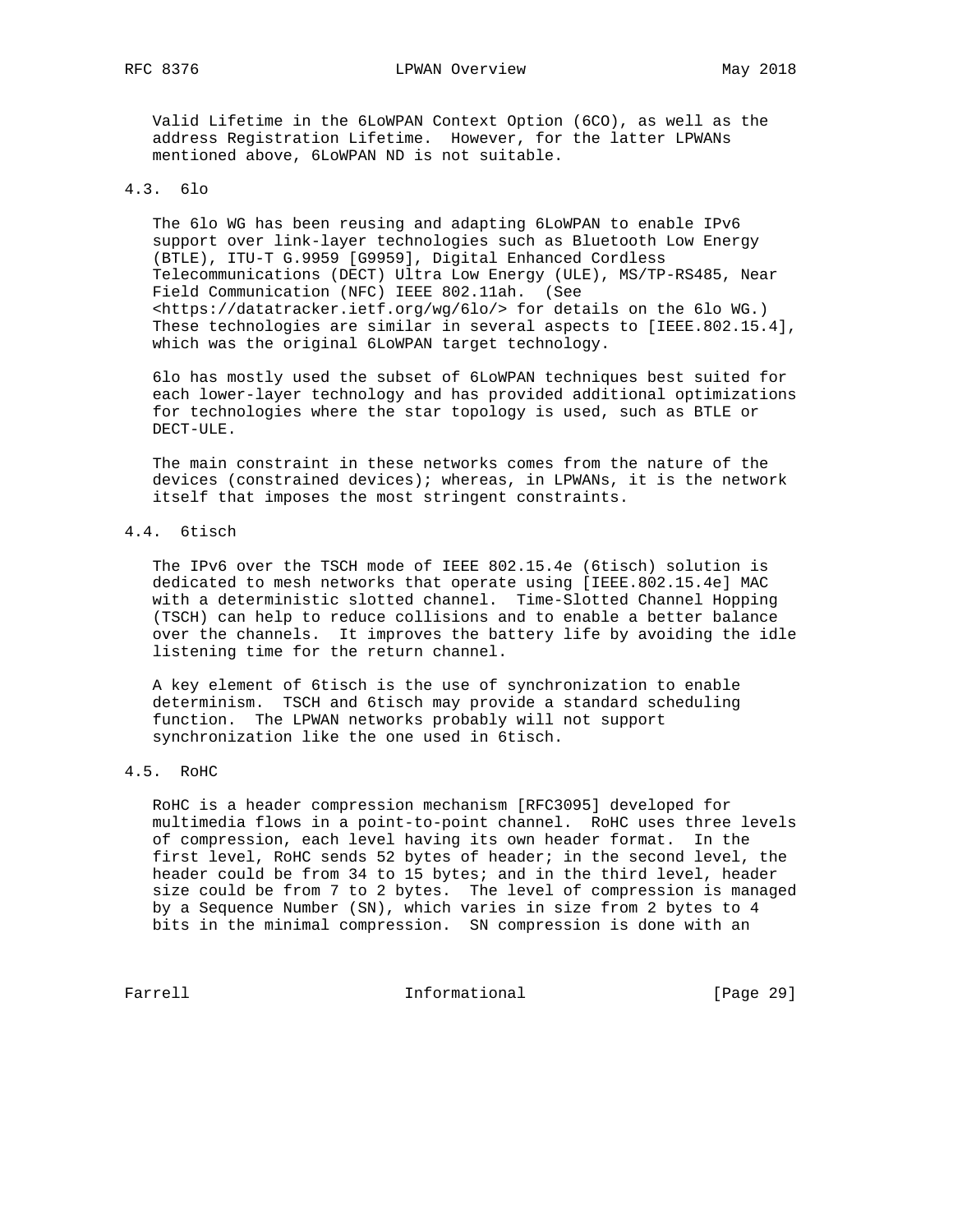Valid Lifetime in the 6LoWPAN Context Option (6CO), as well as the address Registration Lifetime. However, for the latter LPWANs mentioned above, 6LoWPAN ND is not suitable.

### 4.3. 6lo

The 6lo WG has been reusing and adapting 6LoWPAN to enable IPv6 support over link-layer technologies such as Bluetooth Low Energy (BTLE), ITU-T G.9959 [G9959], Digital Enhanced Cordless Telecommunications (DECT) Ultra Low Energy (ULE), MS/TP-RS485, Near Field Communication (NFC) IEEE 802.11ah. (See <https://datatracker.ietf.org/wg/6lo/> for details on the 6lo WG.) These technologies are similar in several aspects to [IEEE.802.15.4], which was the original 6LoWPAN target technology.

6lo has mostly used the subset of 6LoWPAN techniques best suited for each lower-layer technology and has provided additional optimizations for technologies where the star topology is used, such as BTLE or DECT-ULE.

The main constraint in these networks comes from the nature of the devices (constrained devices); whereas, in LPWANs, it is the network itself that imposes the most stringent constraints.

### 4.4. 6tisch

The IPv6 over the TSCH mode of IEEE 802.15.4e (6tisch) solution is dedicated to mesh networks that operate using [IEEE.802.15.4e] MAC with a deterministic slotted channel. Time-Slotted Channel Hopping (TSCH) can help to reduce collisions and to enable a better balance over the channels. It improves the battery life by avoiding the idle listening time for the return channel.

A key element of 6tisch is the use of synchronization to enable determinism. TSCH and 6tisch may provide a standard scheduling function. The LPWAN networks probably will not support synchronization like the one used in 6tisch.

### 4.5. RoHC

RoHC is a header compression mechanism [RFC3095] developed for multimedia flows in a point-to-point channel. RoHC uses three levels of compression, each level having its own header format. In the first level, RoHC sends 52 bytes of header; in the second level, the header could be from 34 to 15 bytes; and in the third level, header size could be from 7 to 2 bytes. The level of compression is managed by a Sequence Number (SN), which varies in size from 2 bytes to 4 bits in the minimal compression. SN compression is done with an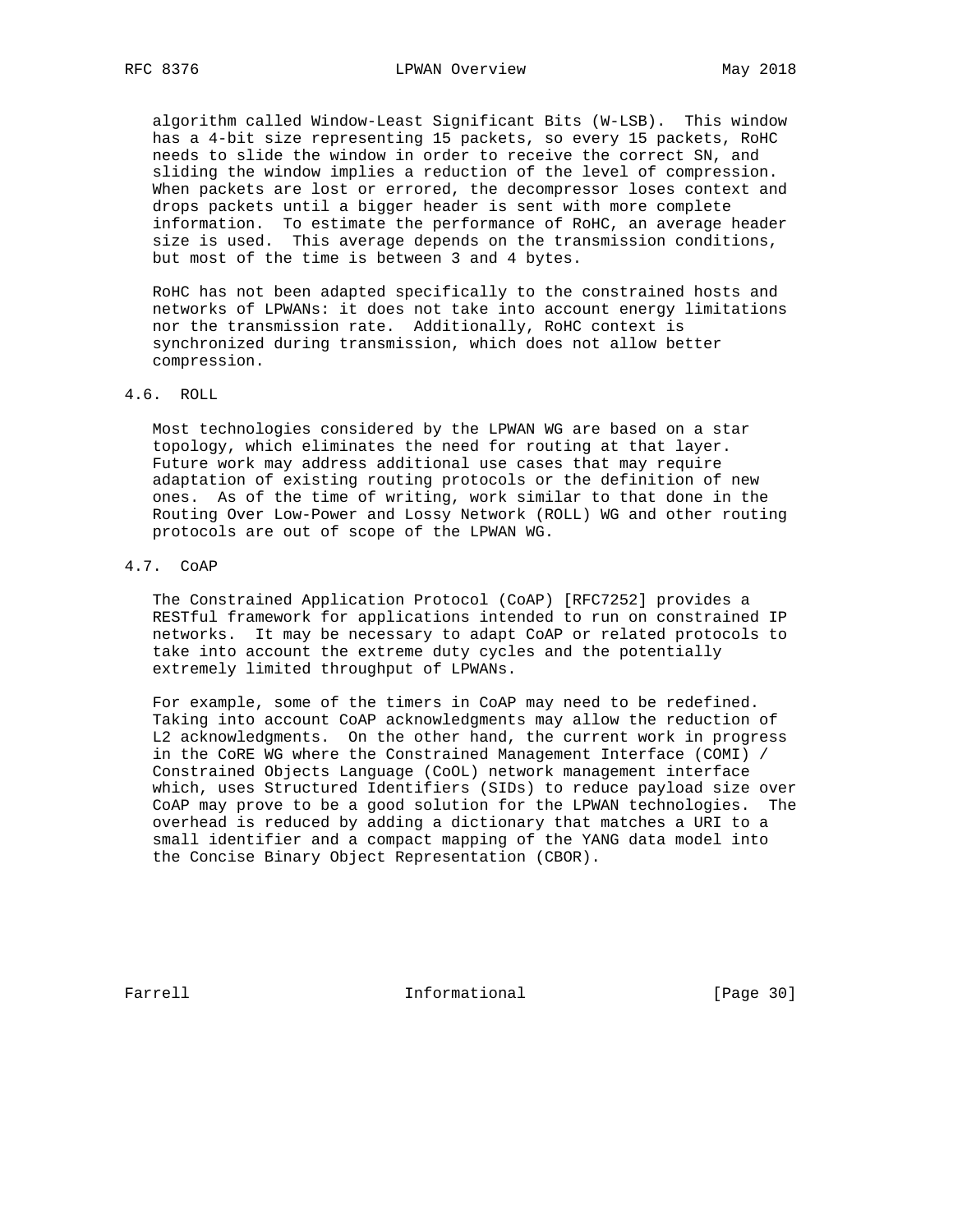algorithm called Window-Least Significant Bits (W-LSB). This window has a 4-bit size representing 15 packets, so every 15 packets, RoHC needs to slide the window in order to receive the correct SN, and sliding the window implies a reduction of the level of compression. When packets are lost or errored, the decompressor loses context and drops packets until a bigger header is sent with more complete information. To estimate the performance of RoHC, an average header size is used. This average depends on the transmission conditions, but most of the time is between 3 and 4 bytes.

RoHC has not been adapted specifically to the constrained hosts and networks of LPWANs: it does not take into account energy limitations nor the transmission rate. Additionally, RoHC context is synchronized during transmission, which does not allow better compression.

### 4.6. ROLL

Most technologies considered by the LPWAN WG are based on a star topology, which eliminates the need for routing at that layer. Future work may address additional use cases that may require adaptation of existing routing protocols or the definition of new ones. As of the time of writing, work similar to that done in the Routing Over Low-Power and Lossy Network (ROLL) WG and other routing protocols are out of scope of the LPWAN WG.

### 4.7. CoAP

The Constrained Application Protocol (CoAP) [RFC7252] provides a RESTful framework for applications intended to run on constrained IP networks. It may be necessary to adapt CoAP or related protocols to take into account the extreme duty cycles and the potentially extremely limited throughput of LPWANs.

For example, some of the timers in CoAP may need to be redefined. Taking into account CoAP acknowledgments may allow the reduction of L2 acknowledgments. On the other hand, the current work in progress in the CoRE WG where the Constrained Management Interface (COMI) / Constrained Objects Language (CoOL) network management interface which, uses Structured Identifiers (SIDs) to reduce payload size over CoAP may prove to be a good solution for the LPWAN technologies. The overhead is reduced by adding a dictionary that matches a URI to a small identifier and a compact mapping of the YANG data model into the Concise Binary Object Representation (CBOR).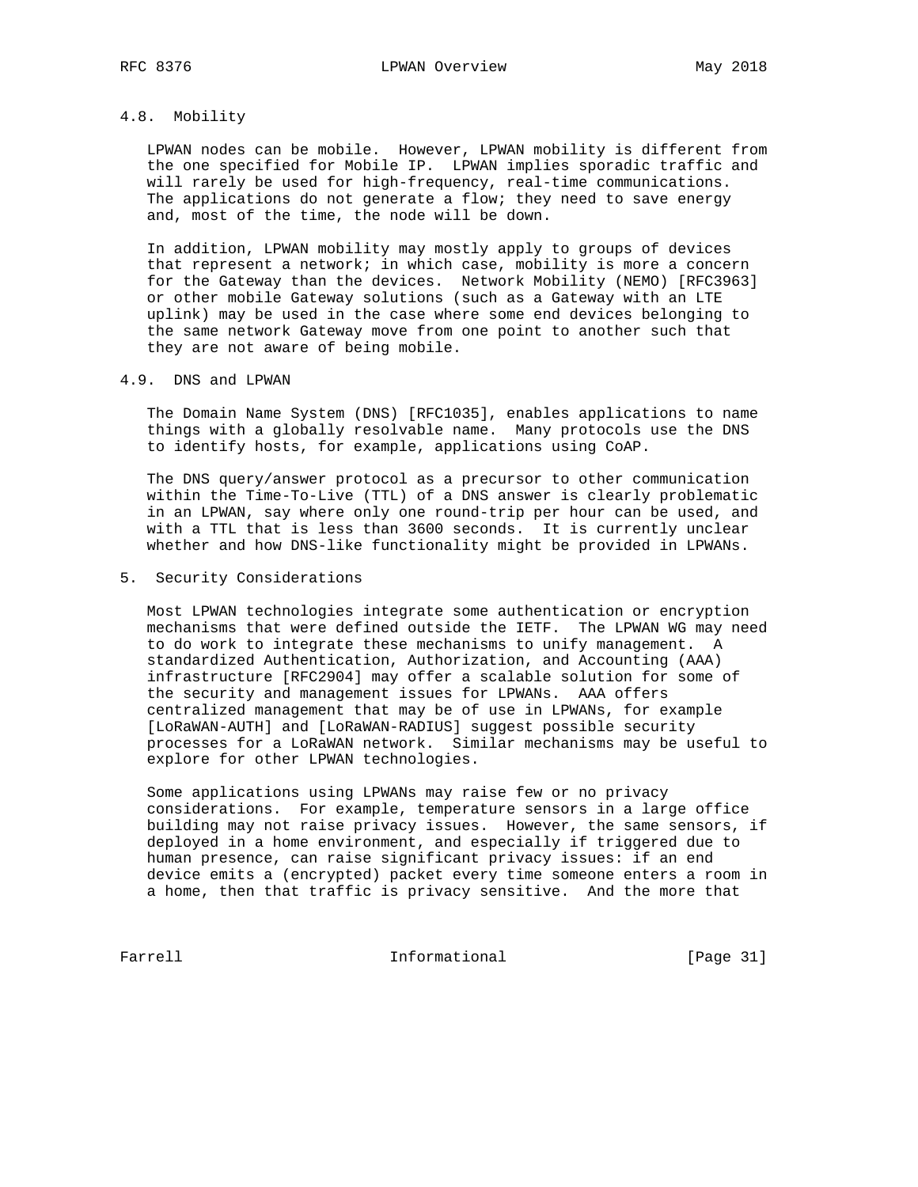### 4.8. Mobility

LPWAN nodes can be mobile. However, LPWAN mobility is different from the one specified for Mobile IP. LPWAN implies sporadic traffic and will rarely be used for high-frequency, real-time communications. The applications do not generate a flow; they need to save energy and, most of the time, the node will be down.

In addition, LPWAN mobility may mostly apply to groups of devices that represent a network; in which case, mobility is more a concern for the Gateway than the devices. Network Mobility (NEMO) [RFC3963] or other mobile Gateway solutions (such as a Gateway with an LTE uplink) may be used in the case where some end devices belonging to the same network Gateway move from one point to another such that they are not aware of being mobile.

### 4.9. DNS and LPWAN

The Domain Name System (DNS) [RFC1035], enables applications to name things with a globally resolvable name. Many protocols use the DNS to identify hosts, for example, applications using CoAP.

The DNS query/answer protocol as a precursor to other communication within the Time-To-Live (TTL) of a DNS answer is clearly problematic in an LPWAN, say where only one round-trip per hour can be used, and with a TTL that is less than 3600 seconds. It is currently unclear whether and how DNS-like functionality might be provided in LPWANs.

## 5. Security Considerations

Most LPWAN technologies integrate some authentication or encryption mechanisms that were defined outside the IETF. The LPWAN WG may need to do work to integrate these mechanisms to unify management. A standardized Authentication, Authorization, and Accounting (AAA) infrastructure [RFC2904] may offer a scalable solution for some of the security and management issues for LPWANs. AAA offers centralized management that may be of use in LPWANs, for example [LoRaWAN-AUTH] and [LoRaWAN-RADIUS] suggest possible security processes for a LoRaWAN network. Similar mechanisms may be useful to explore for other LPWAN technologies.

Some applications using LPWANs may raise few or no privacy considerations. For example, temperature sensors in a large office building may not raise privacy issues. However, the same sensors, if deployed in a home environment, and especially if triggered due to human presence, can raise significant privacy issues: if an end device emits a (encrypted) packet every time someone enters a room in a home, then that traffic is privacy sensitive. And the more that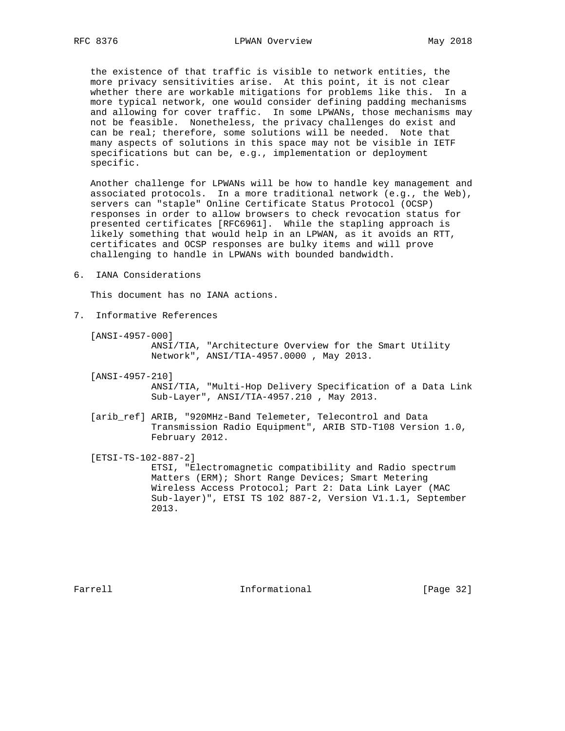the existence of that traffic is visible to network entities, the more privacy sensitivities arise. At this point, it is not clear whether there are workable mitigations for problems like this. In a more typical network, one would consider defining padding mechanisms and allowing for cover traffic. In some LPWANs, those mechanisms may not be feasible. Nonetheless, the privacy challenges do exist and can be real; therefore, some solutions will be needed. Note that many aspects of solutions in this space may not be visible in IETF specifications but can be, e.g., implementation or deployment specific.

Another challenge for LPWANs will be how to handle key management and associated protocols. In a more traditional network (e.g., the Web), servers can "staple" Online Certificate Status Protocol (OCSP) responses in order to allow browsers to check revocation status for presented certificates [RFC6961]. While the stapling approach is likely something that would help in an LPWAN, as it avoids an RTT, certificates and OCSP responses are bulky items and will prove challenging to handle in LPWANs with bounded bandwidth.

## 6. IANA Considerations

This document has no IANA actions.

## 7. Informative References

[ANSI-4957-000]
ANSI/TIA, "Architecture Overview for the Smart Utility Network", ANSI/TIA-4957.0000 , May 2013.

[ANSI-4957-210]
ANSI/TIA, "Multi-Hop Delivery Specification of a Data Link Sub-Layer", ANSI/TIA-4957.210 , May 2013.

[arib_ref] ARIB, "920MHz-Band Telemeter, Telecontrol and Data Transmission Radio Equipment", ARIB STD-T108 Version 1.0, February 2012.

[ETSI-TS-102-887-2]
ETSI, "Electromagnetic compatibility and Radio spectrum Matters (ERM); Short Range Devices; Smart Metering Wireless Access Protocol; Part 2: Data Link Layer (MAC Sub-layer)", ETSI TS 102 887-2, Version V1.1.1, September 2013.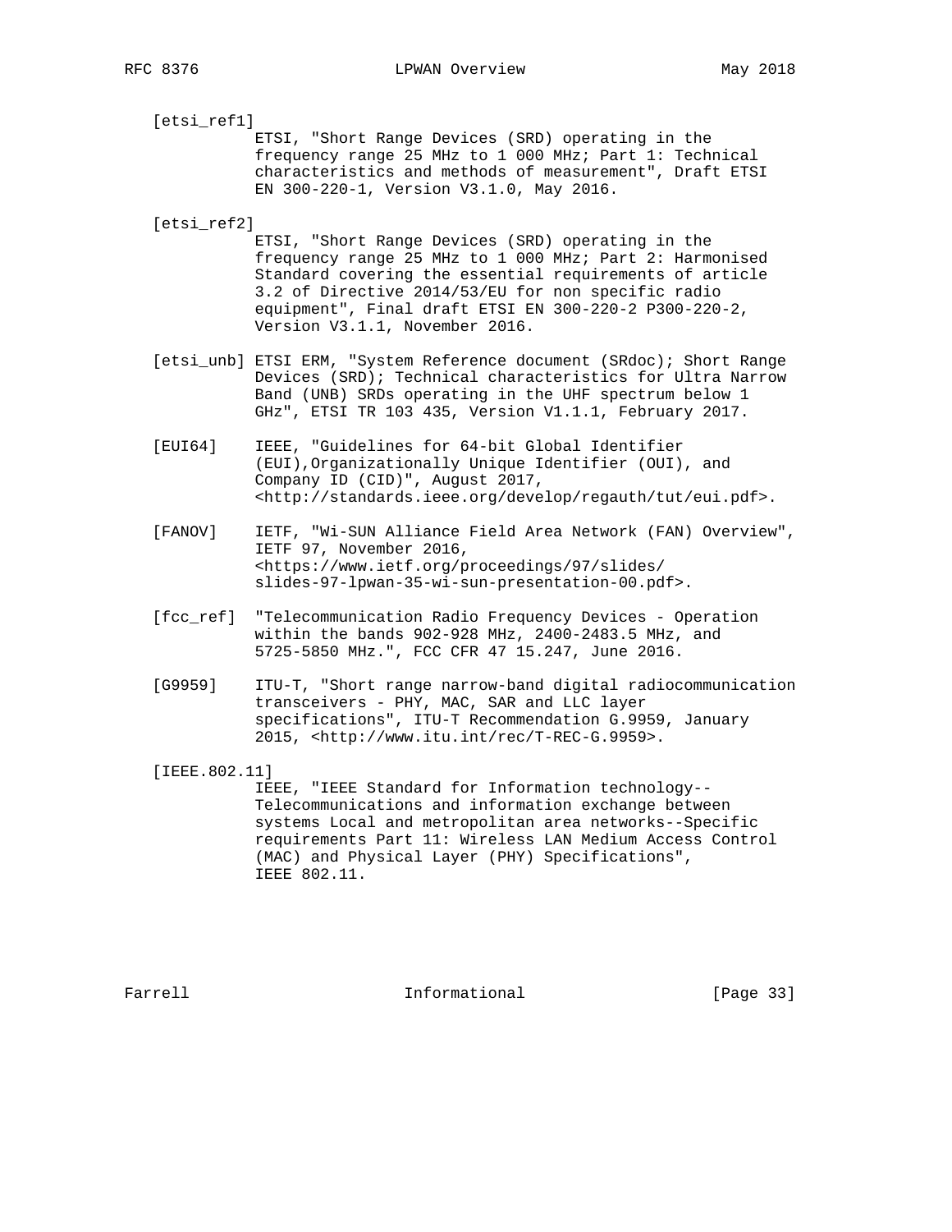[etsi_ref1]
ETSI, "Short Range Devices (SRD) operating in the frequency range 25 MHz to 1 000 MHz; Part 1: Technical characteristics and methods of measurement", Draft ETSI EN 300-220-1, Version V3.1.0, May 2016.

[etsi_ref2]
ETSI, "Short Range Devices (SRD) operating in the frequency range 25 MHz to 1 000 MHz; Part 2: Harmonised Standard covering the essential requirements of article 3.2 of Directive 2014/53/EU for non specific radio equipment", Final draft ETSI EN 300-220-2 P300-220-2, Version V3.1.1, November 2016.

[etsi_unb] ETSI ERM, "System Reference document (SRdoc); Short Range Devices (SRD); Technical characteristics for Ultra Narrow Band (UNB) SRDs operating in the UHF spectrum below 1 GHz", ETSI TR 103 435, Version V1.1.1, February 2017.

[EUI64] IEEE, "Guidelines for 64-bit Global Identifier (EUI),Organizationally Unique Identifier (OUI), and Company ID (CID)", August 2017, <http://standards.ieee.org/develop/regauth/tut/eui.pdf>.

[FANOV] IETF, "Wi-SUN Alliance Field Area Network (FAN) Overview", IETF 97, November 2016, <https://www.ietf.org/proceedings/97/slides/slides-97-lpwan-35-wi-sun-presentation-00.pdf>.

[fcc_ref] "Telecommunication Radio Frequency Devices - Operation within the bands 902-928 MHz, 2400-2483.5 MHz, and 5725-5850 MHz.", FCC CFR 47 15.247, June 2016.

[G9959] ITU-T, "Short range narrow-band digital radiocommunication transceivers - PHY, MAC, SAR and LLC layer specifications", ITU-T Recommendation G.9959, January 2015, <http://www.itu.int/rec/T-REC-G.9959>.

[IEEE.802.11]
IEEE, "IEEE Standard for Information technology-- Telecommunications and information exchange between systems Local and metropolitan area networks--Specific requirements Part 11: Wireless LAN Medium Access Control (MAC) and Physical Layer (PHY) Specifications", IEEE 802.11.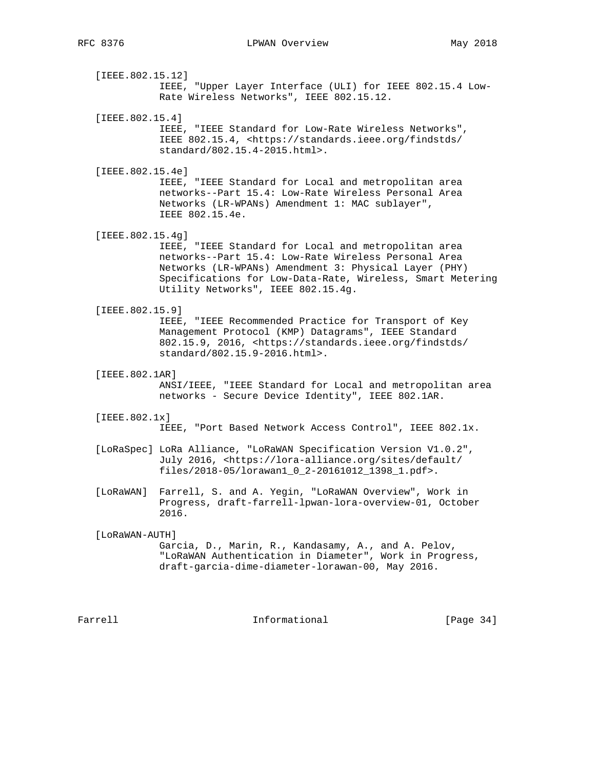[IEEE.802.15.12]
IEEE, "Upper Layer Interface (ULI) for IEEE 802.15.4 Low-Rate Wireless Networks", IEEE 802.15.12.

[IEEE.802.15.4]
IEEE, "IEEE Standard for Low-Rate Wireless Networks", IEEE 802.15.4, <https://standards.ieee.org/findstds/standard/802.15.4-2015.html>.

[IEEE.802.15.4e]
IEEE, "IEEE Standard for Local and metropolitan area networks--Part 15.4: Low-Rate Wireless Personal Area Networks (LR-WPANs) Amendment 1: MAC sublayer", IEEE 802.15.4e.

[IEEE.802.15.4g]
IEEE, "IEEE Standard for Local and metropolitan area networks--Part 15.4: Low-Rate Wireless Personal Area Networks (LR-WPANs) Amendment 3: Physical Layer (PHY) Specifications for Low-Data-Rate, Wireless, Smart Metering Utility Networks", IEEE 802.15.4g.

[IEEE.802.15.9]
IEEE, "IEEE Recommended Practice for Transport of Key Management Protocol (KMP) Datagrams", IEEE Standard 802.15.9, 2016, <https://standards.ieee.org/findstds/standard/802.15.9-2016.html>.

[IEEE.802.1AR]
ANSI/IEEE, "IEEE Standard for Local and metropolitan area networks - Secure Device Identity", IEEE 802.1AR.

[IEEE.802.1x]
IEEE, "Port Based Network Access Control", IEEE 802.1x.

[LoRaSpec] LoRa Alliance, "LoRaWAN Specification Version V1.0.2", July 2016, <https://lora-alliance.org/sites/default/files/2018-05/lorawan1_0_2-20161012_1398_1.pdf>.

[LoRaWAN] Farrell, S. and A. Yegin, "LoRaWAN Overview", Work in Progress, draft-farrell-lpwan-lora-overview-01, October 2016.

[LoRaWAN-AUTH]
Garcia, D., Marin, R., Kandasamy, A., and A. Pelov, "LoRaWAN Authentication in Diameter", Work in Progress, draft-garcia-dime-diameter-lorawan-00, May 2016.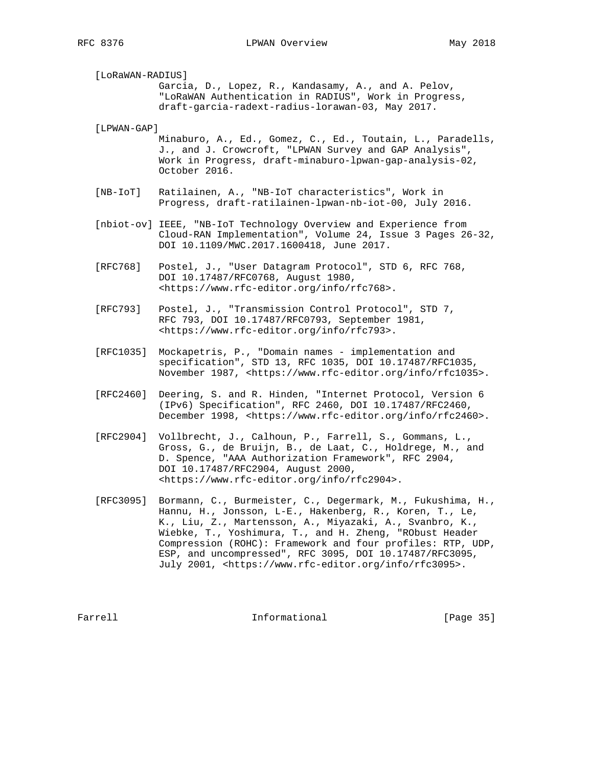[LoRaWAN-RADIUS]
Garcia, D., Lopez, R., Kandasamy, A., and A. Pelov, "LoRaWAN Authentication in RADIUS", Work in Progress, draft-garcia-radext-radius-lorawan-03, May 2017.

[LPWAN-GAP]
Minaburo, A., Ed., Gomez, C., Ed., Toutain, L., Paradells, J., and J. Crowcroft, "LPWAN Survey and GAP Analysis", Work in Progress, draft-minaburo-lpwan-gap-analysis-02, October 2016.

[NB-IoT] Ratilainen, A., "NB-IoT characteristics", Work in Progress, draft-ratilainen-lpwan-nb-iot-00, July 2016.

[nbiot-ov] IEEE, "NB-IoT Technology Overview and Experience from Cloud-RAN Implementation", Volume 24, Issue 3 Pages 26-32, DOI 10.1109/MWC.2017.1600418, June 2017.

[RFC768] Postel, J., "User Datagram Protocol", STD 6, RFC 768, DOI 10.17487/RFC0768, August 1980, <https://www.rfc-editor.org/info/rfc768>.

[RFC793] Postel, J., "Transmission Control Protocol", STD 7, RFC 793, DOI 10.17487/RFC0793, September 1981, <https://www.rfc-editor.org/info/rfc793>.

[RFC1035] Mockapetris, P., "Domain names - implementation and specification", STD 13, RFC 1035, DOI 10.17487/RFC1035, November 1987, <https://www.rfc-editor.org/info/rfc1035>.

[RFC2460] Deering, S. and R. Hinden, "Internet Protocol, Version 6 (IPv6) Specification", RFC 2460, DOI 10.17487/RFC2460, December 1998, <https://www.rfc-editor.org/info/rfc2460>.

[RFC2904] Vollbrecht, J., Calhoun, P., Farrell, S., Gommans, L., Gross, G., de Bruijn, B., de Laat, C., Holdrege, M., and D. Spence, "AAA Authorization Framework", RFC 2904, DOI 10.17487/RFC2904, August 2000, <https://www.rfc-editor.org/info/rfc2904>.

[RFC3095] Bormann, C., Burmeister, C., Degermark, M., Fukushima, H., Hannu, H., Jonsson, L-E., Hakenberg, R., Koren, T., Le, K., Liu, Z., Martensson, A., Miyazaki, A., Svanbro, K., Wiebke, T., Yoshimura, T., and H. Zheng, "RObust Header Compression (ROHC): Framework and four profiles: RTP, UDP, ESP, and uncompressed", RFC 3095, DOI 10.17487/RFC3095, July 2001, <https://www.rfc-editor.org/info/rfc3095>.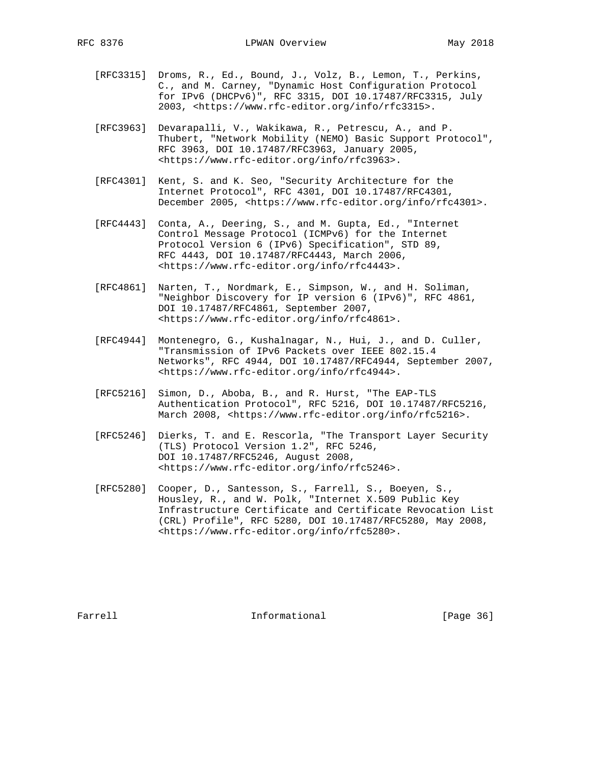[RFC3315] Droms, R., Ed., Bound, J., Volz, B., Lemon, T., Perkins, C., and M. Carney, "Dynamic Host Configuration Protocol for IPv6 (DHCPv6)", RFC 3315, DOI 10.17487/RFC3315, July 2003, <https://www.rfc-editor.org/info/rfc3315>.

[RFC3963] Devarapalli, V., Wakikawa, R., Petrescu, A., and P. Thubert, "Network Mobility (NEMO) Basic Support Protocol", RFC 3963, DOI 10.17487/RFC3963, January 2005, <https://www.rfc-editor.org/info/rfc3963>.

[RFC4301] Kent, S. and K. Seo, "Security Architecture for the Internet Protocol", RFC 4301, DOI 10.17487/RFC4301, December 2005, <https://www.rfc-editor.org/info/rfc4301>.

[RFC4443] Conta, A., Deering, S., and M. Gupta, Ed., "Internet Control Message Protocol (ICMPv6) for the Internet Protocol Version 6 (IPv6) Specification", STD 89, RFC 4443, DOI 10.17487/RFC4443, March 2006, <https://www.rfc-editor.org/info/rfc4443>.

[RFC4861] Narten, T., Nordmark, E., Simpson, W., and H. Soliman, "Neighbor Discovery for IP version 6 (IPv6)", RFC 4861, DOI 10.17487/RFC4861, September 2007, <https://www.rfc-editor.org/info/rfc4861>.

[RFC4944] Montenegro, G., Kushalnagar, N., Hui, J., and D. Culler, "Transmission of IPv6 Packets over IEEE 802.15.4 Networks", RFC 4944, DOI 10.17487/RFC4944, September 2007, <https://www.rfc-editor.org/info/rfc4944>.

[RFC5216] Simon, D., Aboba, B., and R. Hurst, "The EAP-TLS Authentication Protocol", RFC 5216, DOI 10.17487/RFC5216, March 2008, <https://www.rfc-editor.org/info/rfc5216>.

[RFC5246] Dierks, T. and E. Rescorla, "The Transport Layer Security (TLS) Protocol Version 1.2", RFC 5246, DOI 10.17487/RFC5246, August 2008, <https://www.rfc-editor.org/info/rfc5246>.

[RFC5280] Cooper, D., Santesson, S., Farrell, S., Boeyen, S., Housley, R., and W. Polk, "Internet X.509 Public Key Infrastructure Certificate and Certificate Revocation List (CRL) Profile", RFC 5280, DOI 10.17487/RFC5280, May 2008, <https://www.rfc-editor.org/info/rfc5280>.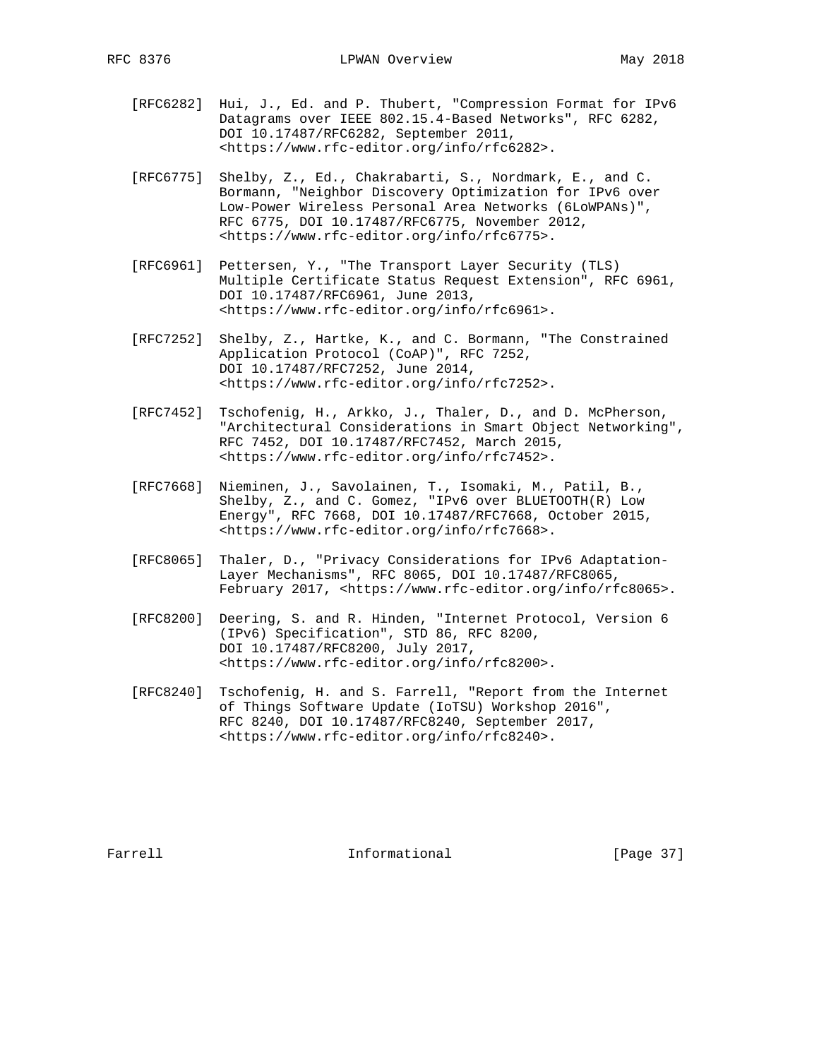[RFC6282] Hui, J., Ed. and P. Thubert, "Compression Format for IPv6 Datagrams over IEEE 802.15.4-Based Networks", RFC 6282, DOI 10.17487/RFC6282, September 2011, <https://www.rfc-editor.org/info/rfc6282>.

[RFC6775] Shelby, Z., Ed., Chakrabarti, S., Nordmark, E., and C. Bormann, "Neighbor Discovery Optimization for IPv6 over Low-Power Wireless Personal Area Networks (6LoWPANs)", RFC 6775, DOI 10.17487/RFC6775, November 2012, <https://www.rfc-editor.org/info/rfc6775>.

[RFC6961] Pettersen, Y., "The Transport Layer Security (TLS) Multiple Certificate Status Request Extension", RFC 6961, DOI 10.17487/RFC6961, June 2013, <https://www.rfc-editor.org/info/rfc6961>.

[RFC7252] Shelby, Z., Hartke, K., and C. Bormann, "The Constrained Application Protocol (CoAP)", RFC 7252, DOI 10.17487/RFC7252, June 2014, <https://www.rfc-editor.org/info/rfc7252>.

[RFC7452] Tschofenig, H., Arkko, J., Thaler, D., and D. McPherson, "Architectural Considerations in Smart Object Networking", RFC 7452, DOI 10.17487/RFC7452, March 2015, <https://www.rfc-editor.org/info/rfc7452>.

[RFC7668] Nieminen, J., Savolainen, T., Isomaki, M., Patil, B., Shelby, Z., and C. Gomez, "IPv6 over BLUETOOTH(R) Low Energy", RFC 7668, DOI 10.17487/RFC7668, October 2015, <https://www.rfc-editor.org/info/rfc7668>.

[RFC8065] Thaler, D., "Privacy Considerations for IPv6 Adaptation-Layer Mechanisms", RFC 8065, DOI 10.17487/RFC8065, February 2017, <https://www.rfc-editor.org/info/rfc8065>.

[RFC8200] Deering, S. and R. Hinden, "Internet Protocol, Version 6 (IPv6) Specification", STD 86, RFC 8200, DOI 10.17487/RFC8200, July 2017, <https://www.rfc-editor.org/info/rfc8200>.

[RFC8240] Tschofenig, H. and S. Farrell, "Report from the Internet of Things Software Update (IoTSU) Workshop 2016", RFC 8240, DOI 10.17487/RFC8240, September 2017, <https://www.rfc-editor.org/info/rfc8240>.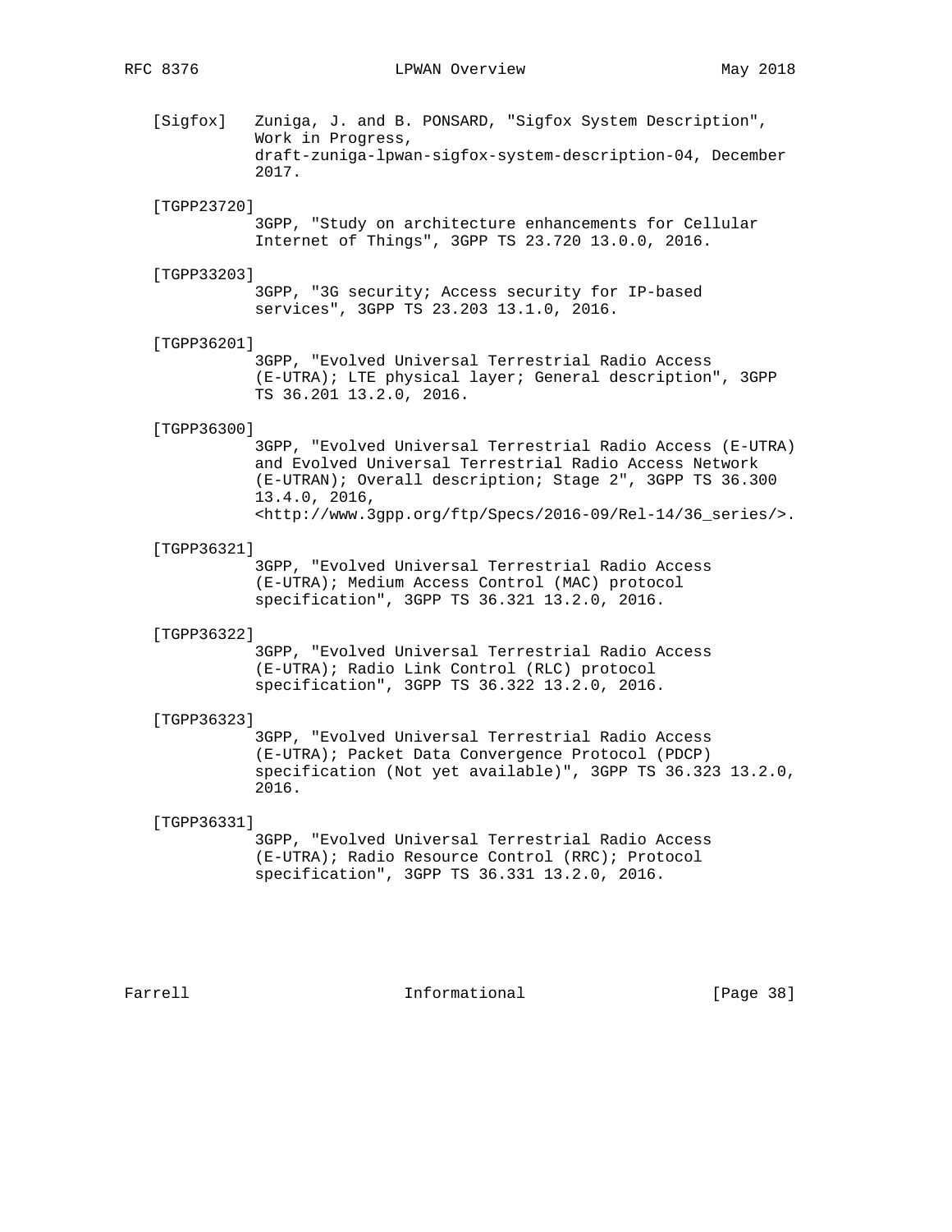[Sigfox] Zuniga, J. and B. PONSARD, "Sigfox System Description", Work in Progress, draft-zuniga-lpwan-sigfox-system-description-04, December 2017.

[TGPP23720] 3GPP, "Study on architecture enhancements for Cellular Internet of Things", 3GPP TS 23.720 13.0.0, 2016.

[TGPP33203] 3GPP, "3G security; Access security for IP-based services", 3GPP TS 23.203 13.1.0, 2016.

[TGPP36201] 3GPP, "Evolved Universal Terrestrial Radio Access (E-UTRA); LTE physical layer; General description", 3GPP TS 36.201 13.2.0, 2016.

[TGPP36300] 3GPP, "Evolved Universal Terrestrial Radio Access (E-UTRA) and Evolved Universal Terrestrial Radio Access Network (E-UTRAN); Overall description; Stage 2", 3GPP TS 36.300 13.4.0, 2016, <http://www.3gpp.org/ftp/Specs/2016-09/Rel-14/36_series/>.

[TGPP36321] 3GPP, "Evolved Universal Terrestrial Radio Access (E-UTRA); Medium Access Control (MAC) protocol specification", 3GPP TS 36.321 13.2.0, 2016.

[TGPP36322] 3GPP, "Evolved Universal Terrestrial Radio Access (E-UTRA); Radio Link Control (RLC) protocol specification", 3GPP TS 36.322 13.2.0, 2016.

[TGPP36323] 3GPP, "Evolved Universal Terrestrial Radio Access (E-UTRA); Packet Data Convergence Protocol (PDCP) specification (Not yet available)", 3GPP TS 36.323 13.2.0, 2016.

[TGPP36331] 3GPP, "Evolved Universal Terrestrial Radio Access (E-UTRA); Radio Resource Control (RRC); Protocol specification", 3GPP TS 36.331 13.2.0, 2016.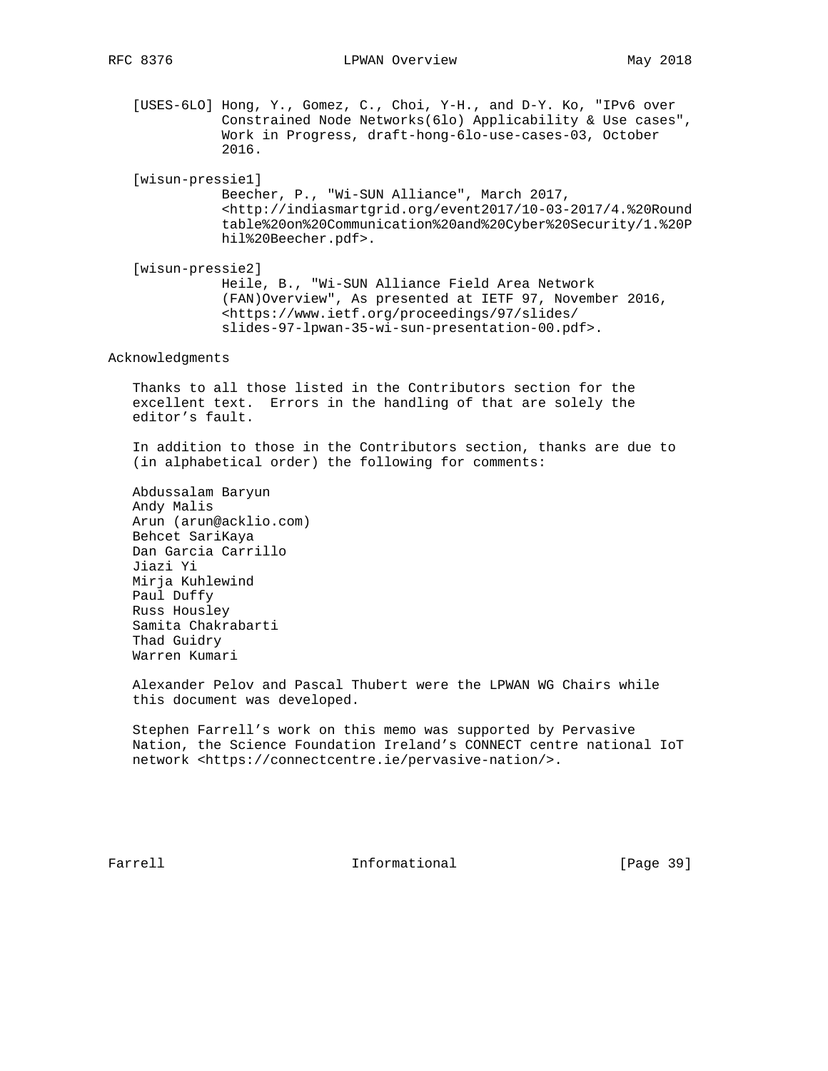[USES-6LO] Hong, Y., Gomez, C., Choi, Y-H., and D-Y. Ko, "IPv6 over Constrained Node Networks(6lo) Applicability & Use cases", Work in Progress, draft-hong-6lo-use-cases-03, October 2016.

[wisun-pressie1] Beecher, P., "Wi-SUN Alliance", March 2017, <http://indiasmartgrid.org/event2017/10-03-2017/4.%20Roundtable%20on%20Communication%20and%20Cyber%20Security/1.%20Phil%20Beecher.pdf>.

[wisun-pressie2] Heile, B., "Wi-SUN Alliance Field Area Network (FAN)Overview", As presented at IETF 97, November 2016, <https://www.ietf.org/proceedings/97/slides/slides-97-lpwan-35-wi-sun-presentation-00.pdf>.

## Acknowledgments

Thanks to all those listed in the Contributors section for the excellent text. Errors in the handling of that are solely the editor's fault.

In addition to those in the Contributors section, thanks are due to (in alphabetical order) the following for comments:

Abdussalam Baryun
Andy Malis
Arun (arun@acklio.com)
Behcet SariKaya
Dan Garcia Carrillo
Jiazi Yi
Mirja Kuhlewind
Paul Duffy
Russ Housley
Samita Chakrabarti
Thad Guidry
Warren Kumari

Alexander Pelov and Pascal Thubert were the LPWAN WG Chairs while this document was developed.

Stephen Farrell's work on this memo was supported by Pervasive Nation, the Science Foundation Ireland's CONNECT centre national IoT network <https://connectcentre.ie/pervasive-nation/>.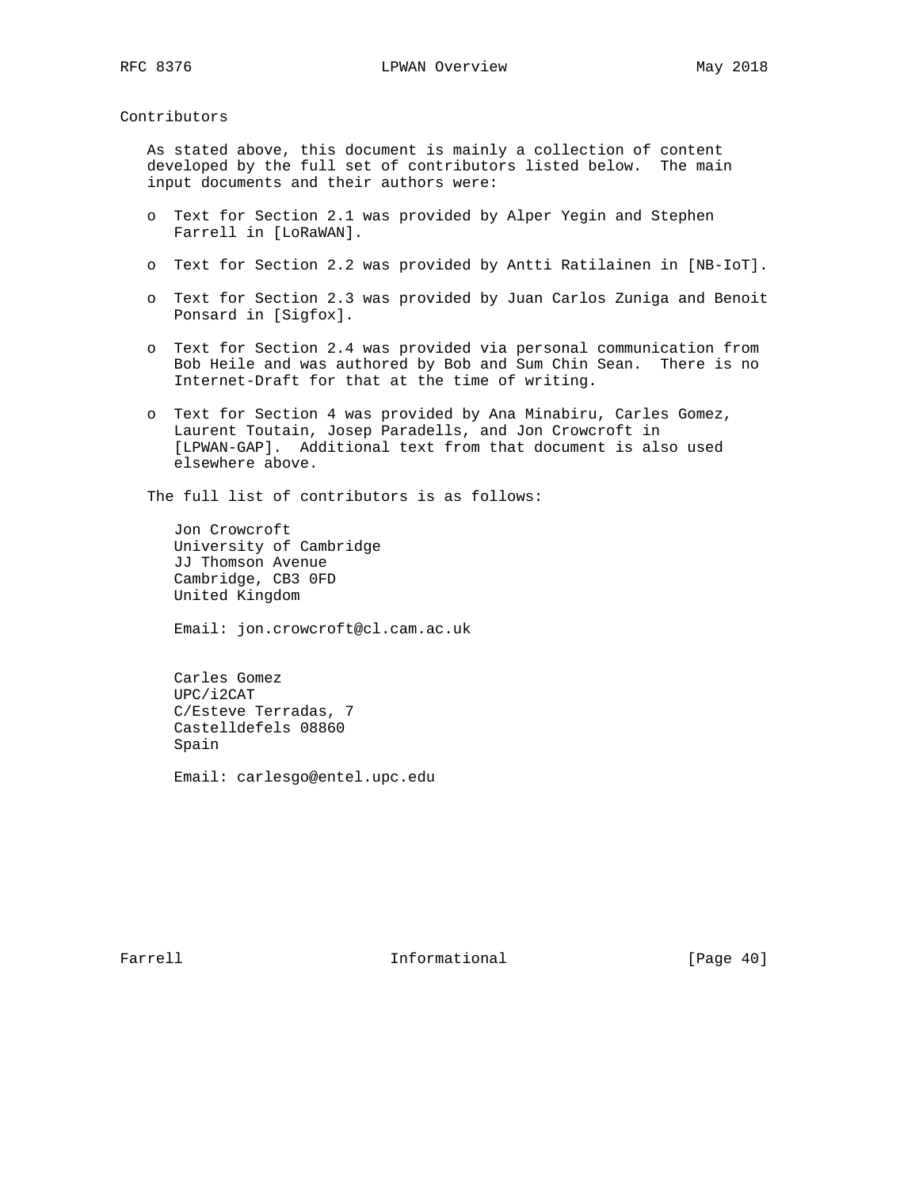## Contributors

As stated above, this document is mainly a collection of content developed by the full set of contributors listed below. The main input documents and their authors were:

- Text for Section 2.1 was provided by Alper Yegin and Stephen Farrell in [LoRaWAN].
- Text for Section 2.2 was provided by Antti Ratilainen in [NB-IoT].
- Text for Section 2.3 was provided by Juan Carlos Zuniga and Benoit Ponsard in [Sigfox].
- Text for Section 2.4 was provided via personal communication from Bob Heile and was authored by Bob and Sum Chin Sean. There is no Internet-Draft for that at the time of writing.
- Text for Section 4 was provided by Ana Minabiru, Carles Gomez, Laurent Toutain, Josep Paradells, and Jon Crowcroft in [LPWAN-GAP]. Additional text from that document is also used elsewhere above.

The full list of contributors is as follows:

Jon Crowcroft
University of Cambridge
JJ Thomson Avenue
Cambridge, CB3 0FD
United Kingdom

Email: jon.crowcroft@cl.cam.ac.uk

Carles Gomez
UPC/i2CAT
C/Esteve Terradas, 7
Castelldefels 08860
Spain

Email: carlesgo@entel.upc.edu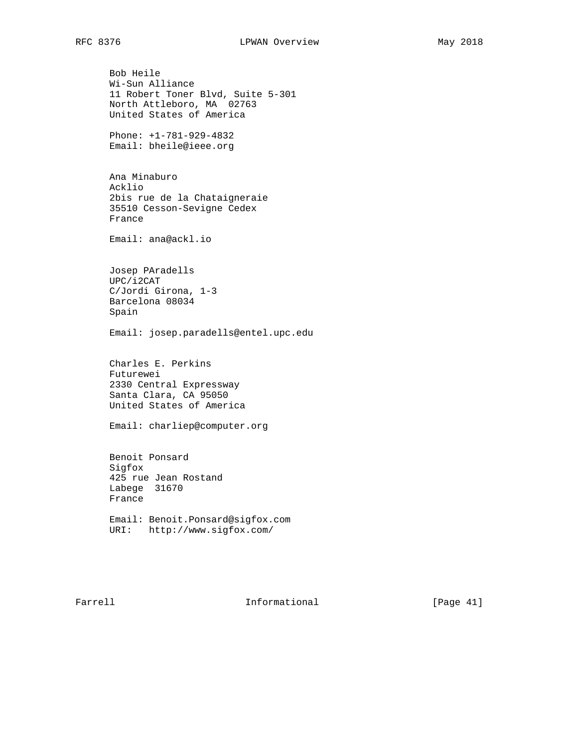Bob Heile
Wi-Sun Alliance
11 Robert Toner Blvd, Suite 5-301
North Attleboro, MA  02763
United States of America

Phone: +1-781-929-4832
Email: bheile@ieee.org

Ana Minaburo
Acklio
2bis rue de la Chataigneraie
35510 Cesson-Sevigne Cedex
France

Email: ana@ackl.io

Josep PAradells
UPC/i2CAT
C/Jordi Girona, 1-3
Barcelona 08034
Spain

Email: josep.paradells@entel.upc.edu

Charles E. Perkins
Futurewei
2330 Central Expressway
Santa Clara, CA 95050
United States of America

Email: charliep@computer.org

Benoit Ponsard
Sigfox
425 rue Jean Rostand
Labege  31670
France

Email: Benoit.Ponsard@sigfox.com
URI:   http://www.sigfox.com/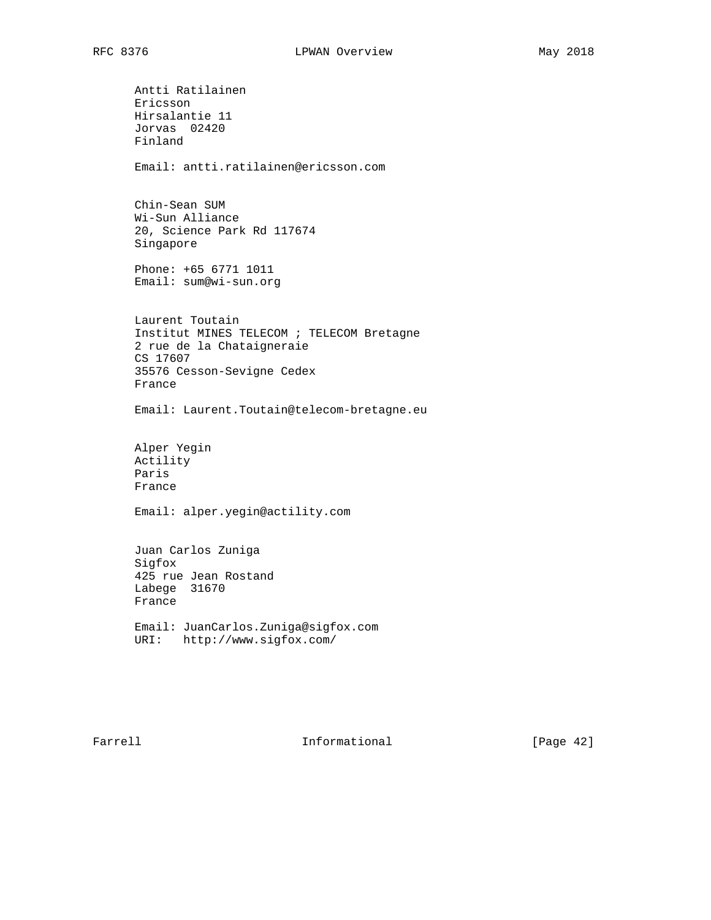Antti Ratilainen
Ericsson
Hirsalantie 11
Jorvas  02420
Finland

Email: antti.ratilainen@ericsson.com

Chin-Sean SUM
Wi-Sun Alliance
20, Science Park Rd 117674
Singapore

Phone: +65 6771 1011
Email: sum@wi-sun.org

Laurent Toutain
Institut MINES TELECOM ; TELECOM Bretagne
2 rue de la Chataigneraie
CS 17607
35576 Cesson-Sevigne Cedex
France

Email: Laurent.Toutain@telecom-bretagne.eu

Alper Yegin
Actility
Paris
France

Email: alper.yegin@actility.com

Juan Carlos Zuniga
Sigfox
425 rue Jean Rostand
Labege  31670
France

Email: JuanCarlos.Zuniga@sigfox.com
URI:   http://www.sigfox.com/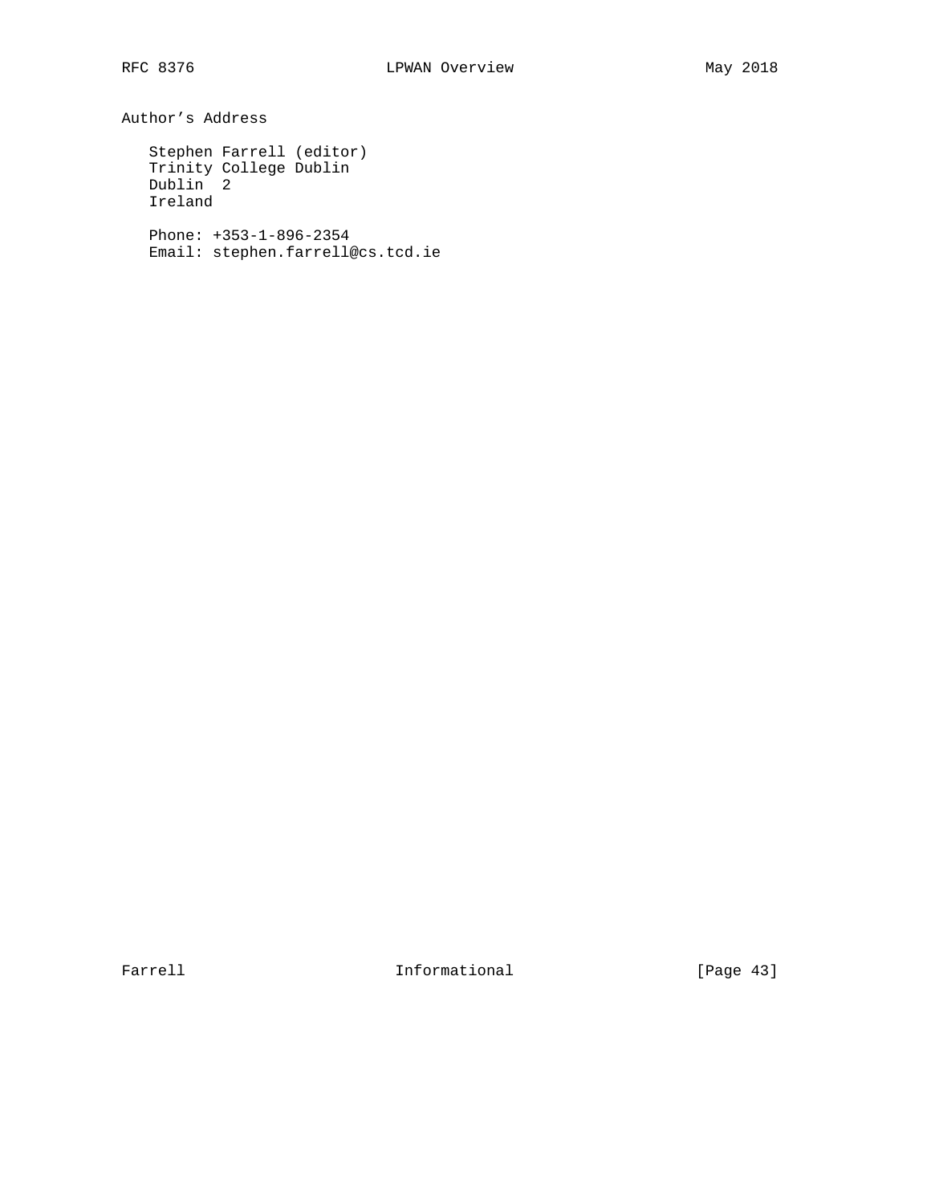## Author's Address

Stephen Farrell (editor)
Trinity College Dublin
Dublin 2
Ireland

Phone: +353-1-896-2354
Email: stephen.farrell@cs.tcd.ie